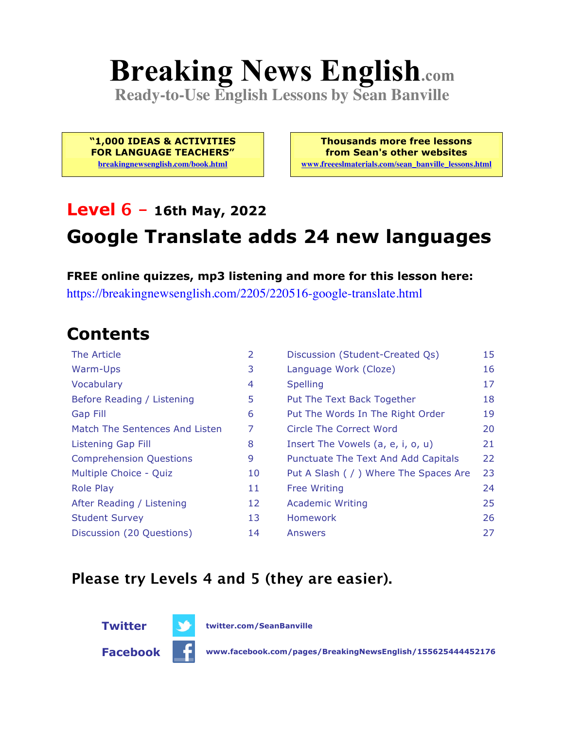# Breaking News English.com

**Ready-to-Use English Lessons by Sean Banville**

**"1,000 IDEAS & ACTIVITIES FOR LANGUAGE TEACHERS"**
breakingnewsenglish.com/book.html

**Thousands more free lessons from Sean's other websites**
www.freeeslmaterials.com/sean_banville_lessons.html

## Level 6 – 16th May, 2022

## Google Translate adds 24 new languages

**FREE online quizzes, mp3 listening and more for this lesson here:**
https://breakingnewsenglish.com/2205/220516-google-translate.html

## Contents

| | | | |
|---|---|---|---|
| The Article | 2 | Discussion (Student-Created Qs) | 15 |
| Warm-Ups | 3 | Language Work (Cloze) | 16 |
| Vocabulary | 4 | Spelling | 17 |
| Before Reading / Listening | 5 | Put The Text Back Together | 18 |
| Gap Fill | 6 | Put The Words In The Right Order | 19 |
| Match The Sentences And Listen | 7 | Circle The Correct Word | 20 |
| Listening Gap Fill | 8 | Insert The Vowels (a, e, i, o, u) | 21 |
| Comprehension Questions | 9 | Punctuate The Text And Add Capitals | 22 |
| Multiple Choice - Quiz | 10 | Put A Slash ( / ) Where The Spaces Are | 23 |
| Role Play | 11 | Free Writing | 24 |
| After Reading / Listening | 12 | Academic Writing | 25 |
| Student Survey | 13 | Homework | 26 |
| Discussion (20 Questions) | 14 | Answers | 27 |

### Please try Levels 4 and 5 (they are easier).

**Twitter** twitter.com/SeanBanville

**Facebook** www.facebook.com/pages/BreakingNewsEnglish/155625444452176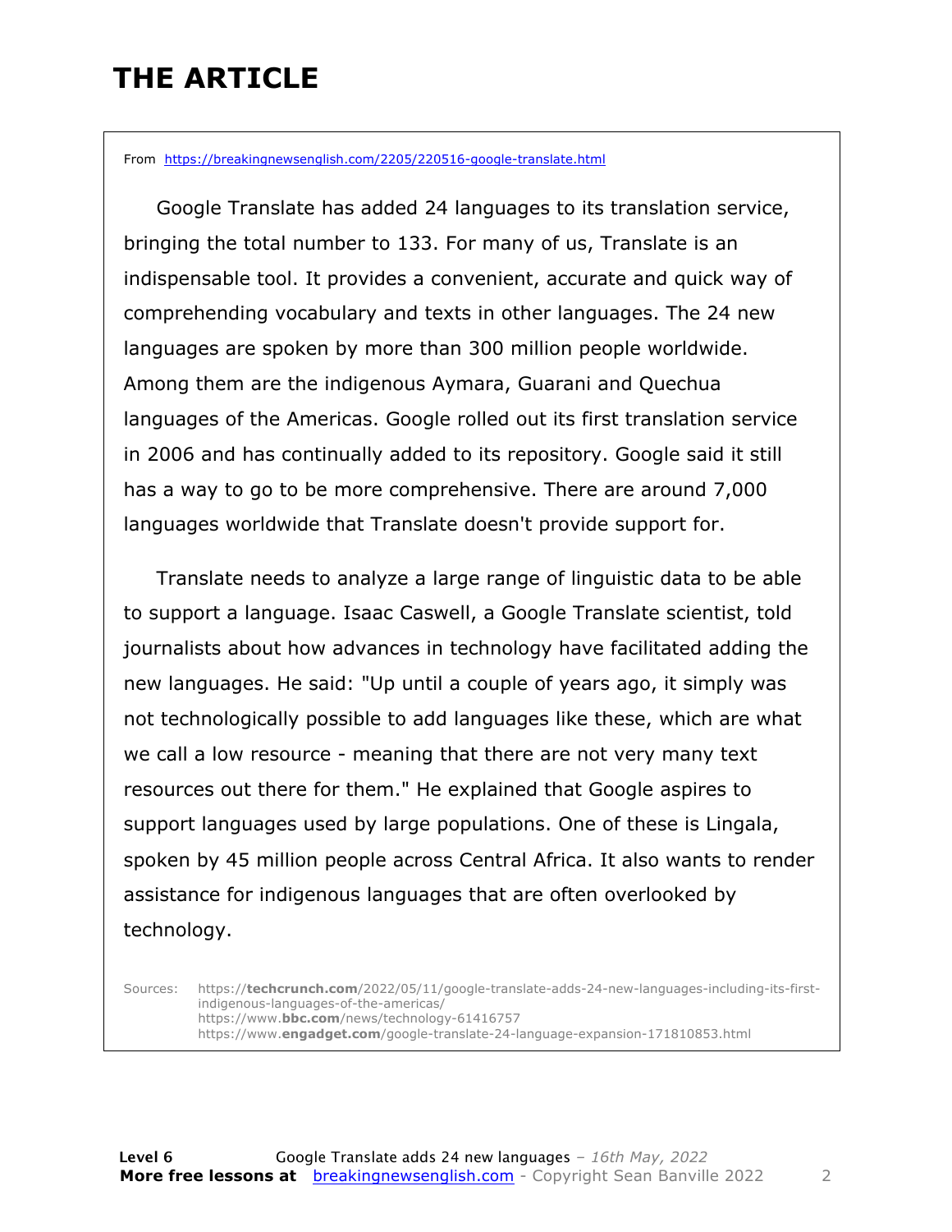# THE ARTICLE

From https://breakingnewsenglish.com/2205/220516-google-translate.html

Google Translate has added 24 languages to its translation service, bringing the total number to 133. For many of us, Translate is an indispensable tool. It provides a convenient, accurate and quick way of comprehending vocabulary and texts in other languages. The 24 new languages are spoken by more than 300 million people worldwide. Among them are the indigenous Aymara, Guarani and Quechua languages of the Americas. Google rolled out its first translation service in 2006 and has continually added to its repository. Google said it still has a way to go to be more comprehensive. There are around 7,000 languages worldwide that Translate doesn't provide support for.

Translate needs to analyze a large range of linguistic data to be able to support a language. Isaac Caswell, a Google Translate scientist, told journalists about how advances in technology have facilitated adding the new languages. He said: "Up until a couple of years ago, it simply was not technologically possible to add languages like these, which are what we call a low resource - meaning that there are not very many text resources out there for them." He explained that Google aspires to support languages used by large populations. One of these is Lingala, spoken by 45 million people across Central Africa. It also wants to render assistance for indigenous languages that are often overlooked by technology.

Sources: https://**techcrunch.com**/2022/05/11/google-translate-adds-24-new-languages-including-its-first-indigenous-languages-of-the-americas/
https://www.**bbc.com**/news/technology-61416757
https://www.**engadget.com**/google-translate-24-language-expansion-171810853.html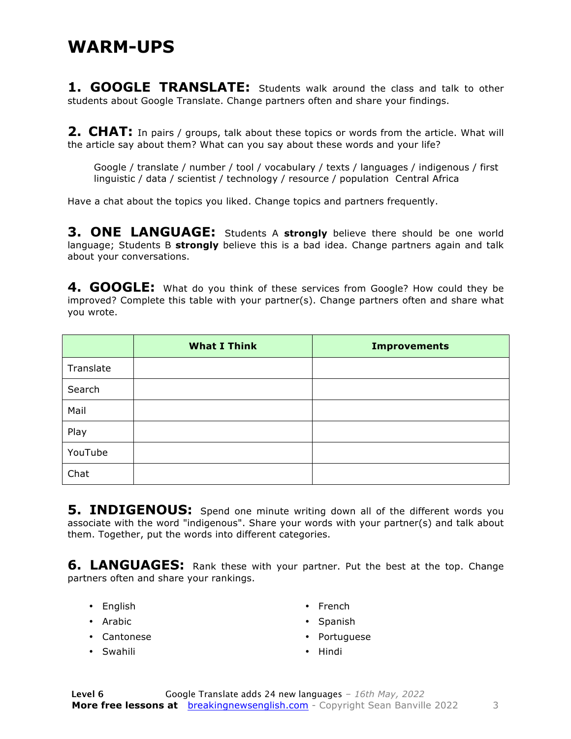# WARM-UPS

**1. GOOGLE TRANSLATE:** Students walk around the class and talk to other students about Google Translate. Change partners often and share your findings.

**2. CHAT:** In pairs / groups, talk about these topics or words from the article. What will the article say about them? What can you say about these words and your life?

> Google / translate / number / tool / vocabulary / texts / languages / indigenous / first linguistic / data / scientist / technology / resource / population Central Africa

Have a chat about the topics you liked. Change topics and partners frequently.

**3. ONE LANGUAGE:** Students A **strongly** believe there should be one world language; Students B **strongly** believe this is a bad idea. Change partners again and talk about your conversations.

**4. GOOGLE:** What do you think of these services from Google? How could they be improved? Complete this table with your partner(s). Change partners often and share what you wrote.

| | What I Think | Improvements |
|---|---|---|
| Translate | | |
| Search | | |
| Mail | | |
| Play | | |
| YouTube | | |
| Chat | | |

**5. INDIGENOUS:** Spend one minute writing down all of the different words you associate with the word "indigenous". Share your words with your partner(s) and talk about them. Together, put the words into different categories.

**6. LANGUAGES:** Rank these with your partner. Put the best at the top. Change partners often and share your rankings.

- English
- Arabic
- Cantonese
- Swahili
- French
- Spanish
- Portuguese
- Hindi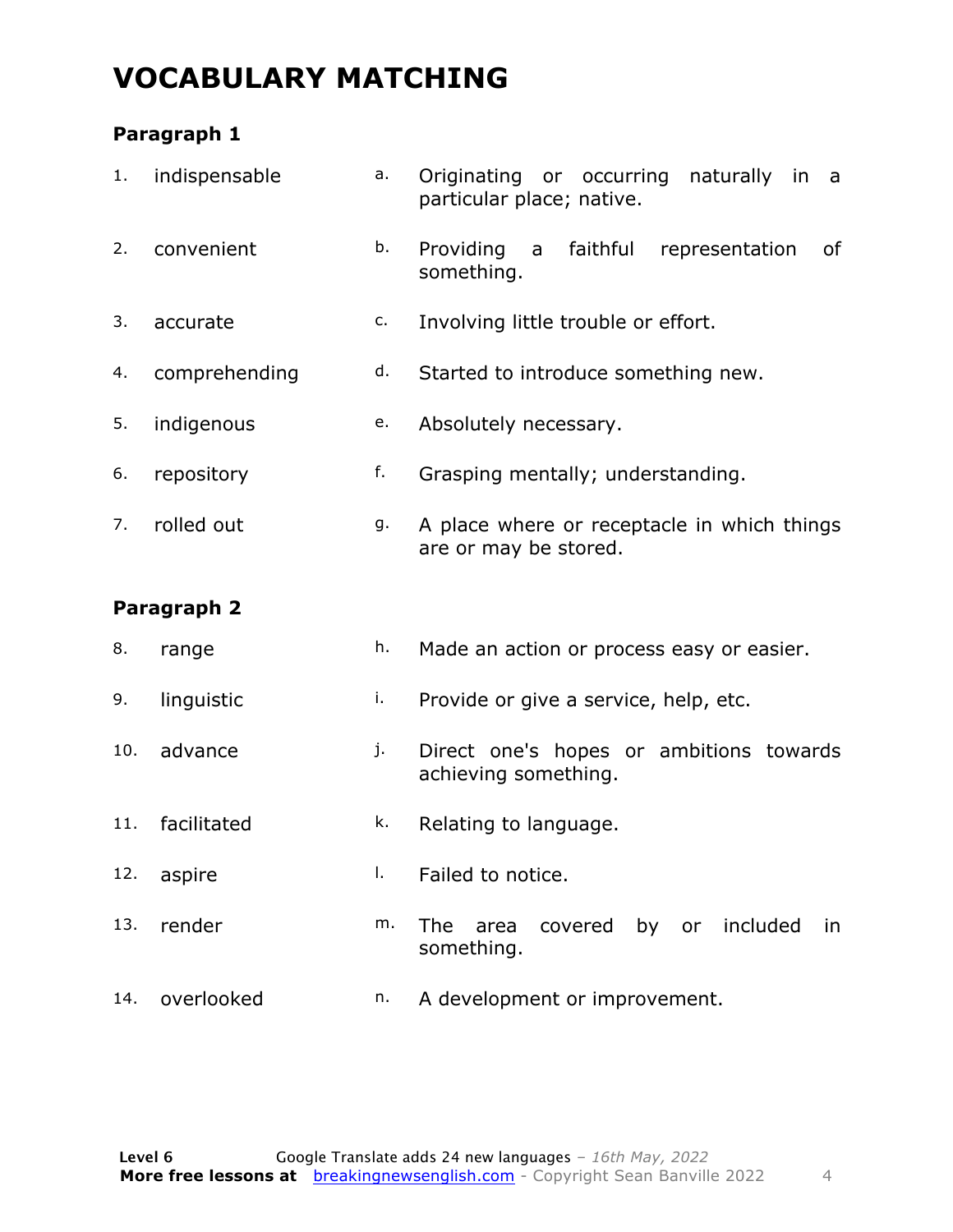# VOCABULARY MATCHING

### Paragraph 1

| | | | |
|---|---|---|---|
| 1. | indispensable | a. | Originating or occurring naturally in a particular place; native. |
| 2. | convenient | b. | Providing a faithful representation of something. |
| 3. | accurate | c. | Involving little trouble or effort. |
| 4. | comprehending | d. | Started to introduce something new. |
| 5. | indigenous | e. | Absolutely necessary. |
| 6. | repository | f. | Grasping mentally; understanding. |
| 7. | rolled out | g. | A place where or receptacle in which things are or may be stored. |

### Paragraph 2

| | | | |
|---|---|---|---|
| 8. | range | h. | Made an action or process easy or easier. |
| 9. | linguistic | i. | Provide or give a service, help, etc. |
| 10. | advance | j. | Direct one's hopes or ambitions towards achieving something. |
| 11. | facilitated | k. | Relating to language. |
| 12. | aspire | l. | Failed to notice. |
| 13. | render | m. | The area covered by or included in something. |
| 14. | overlooked | n. | A development or improvement. |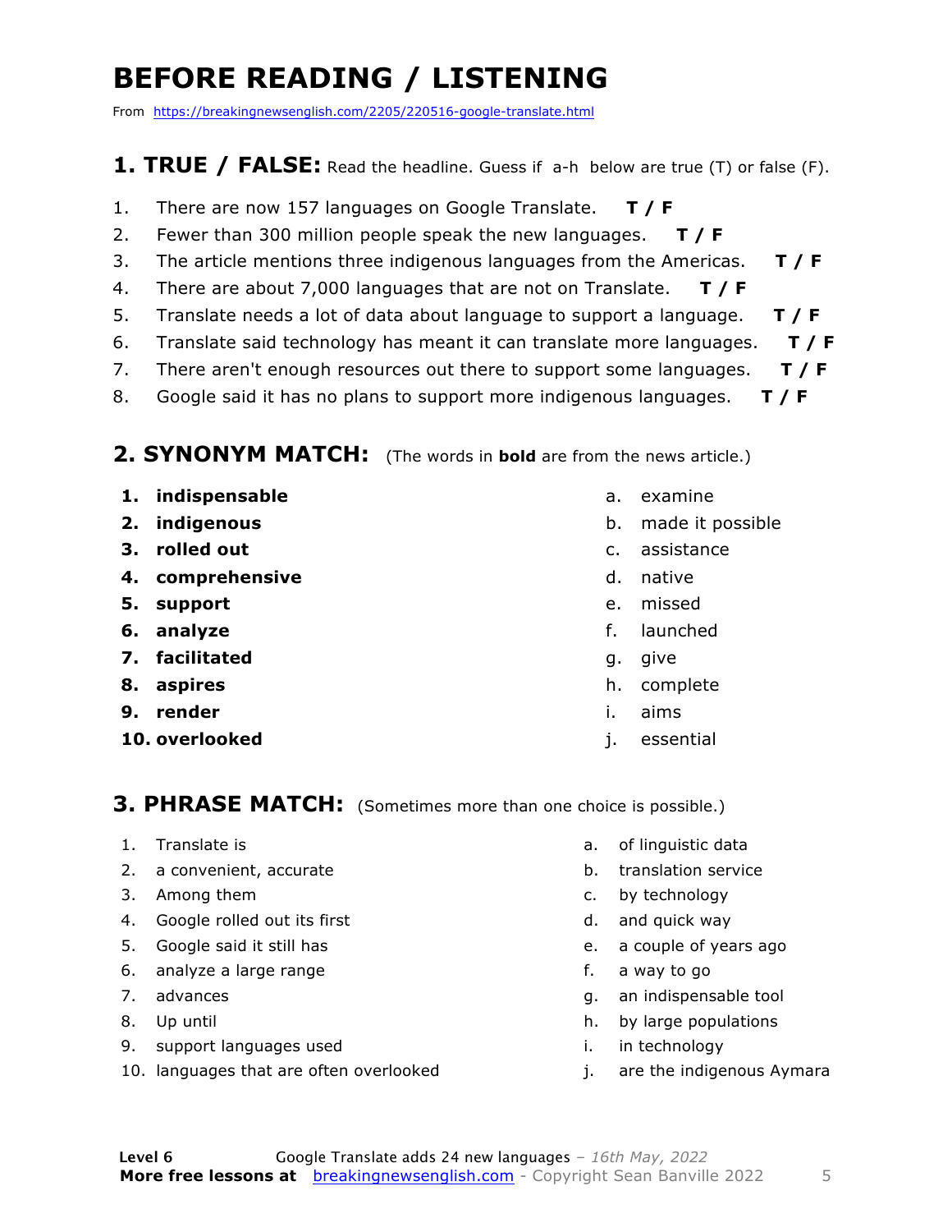# BEFORE READING / LISTENING

From https://breakingnewsenglish.com/2205/220516-google-translate.html

## 1. TRUE / FALSE: Read the headline. Guess if a-h below are true (T) or false (F).

1. There are now 157 languages on Google Translate. **T / F**
2. Fewer than 300 million people speak the new languages. **T / F**
3. The article mentions three indigenous languages from the Americas. **T / F**
4. There are about 7,000 languages that are not on Translate. **T / F**
5. Translate needs a lot of data about language to support a language. **T / F**
6. Translate said technology has meant it can translate more languages. **T / F**
7. There aren't enough resources out there to support some languages. **T / F**
8. Google said it has no plans to support more indigenous languages. **T / F**

## 2. SYNONYM MATCH: (The words in **bold** are from the news article.)

| | |
|---|---|
| 1. **indispensable** | a. examine |
| 2. **indigenous** | b. made it possible |
| 3. **rolled out** | c. assistance |
| 4. **comprehensive** | d. native |
| 5. **support** | e. missed |
| 6. **analyze** | f. launched |
| 7. **facilitated** | g. give |
| 8. **aspires** | h. complete |
| 9. **render** | i. aims |
| 10. **overlooked** | j. essential |

## 3. PHRASE MATCH: (Sometimes more than one choice is possible.)

| | |
|---|---|
| 1. Translate is | a. of linguistic data |
| 2. a convenient, accurate | b. translation service |
| 3. Among them | c. by technology |
| 4. Google rolled out its first | d. and quick way |
| 5. Google said it still has | e. a couple of years ago |
| 6. analyze a large range | f. a way to go |
| 7. advances | g. an indispensable tool |
| 8. Up until | h. by large populations |
| 9. support languages used | i. in technology |
| 10. languages that are often overlooked | j. are the indigenous Aymara |

Level 6 Google Translate adds 24 new languages – *16th May, 2022*

**More free lessons at** breakingnewsenglish.com - Copyright Sean Banville 2022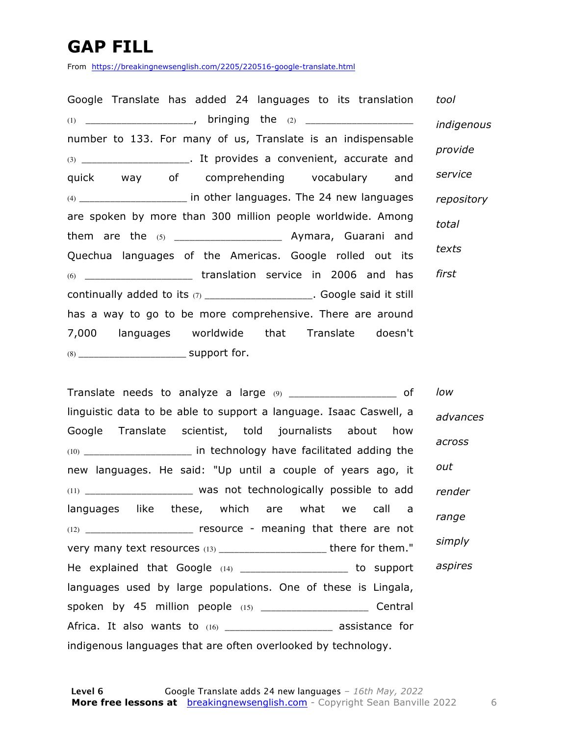# GAP FILL

From https://breakingnewsenglish.com/2205/220516-google-translate.html

Google Translate has added 24 languages to its translation (1) __________________, bringing the (2) __________________ number to 133. For many of us, Translate is an indispensable (3) __________________. It provides a convenient, accurate and quick way of comprehending vocabulary and (4) __________________ in other languages. The 24 new languages are spoken by more than 300 million people worldwide. Among them are the (5) __________________ Aymara, Guarani and Quechua languages of the Americas. Google rolled out its (6) __________________ translation service in 2006 and has continually added to its (7) __________________. Google said it still has a way to go to be more comprehensive. There are around 7,000 languages worldwide that Translate doesn't (8) __________________ support for.

*tool*

*indigenous*

*provide*

*service*

*repository*

*total*

*texts*

*first*

Translate needs to analyze a large (9) __________________ of linguistic data to be able to support a language. Isaac Caswell, a Google Translate scientist, told journalists about how (10) __________________ in technology have facilitated adding the new languages. He said: "Up until a couple of years ago, it (11) __________________ was not technologically possible to add languages like these, which are what we call a (12) __________________ resource - meaning that there are not very many text resources (13) __________________ there for them." He explained that Google (14) __________________ to support languages used by large populations. One of these is Lingala, spoken by 45 million people (15) __________________ Central Africa. It also wants to (16) __________________ assistance for indigenous languages that are often overlooked by technology.

*low*

*advances*

*across*

*out*

*render*

*range*

*simply*

*aspires*

Level 6 Google Translate adds 24 new languages – *16th May, 2022*

**More free lessons at** breakingnewsenglish.com - Copyright Sean Banville 2022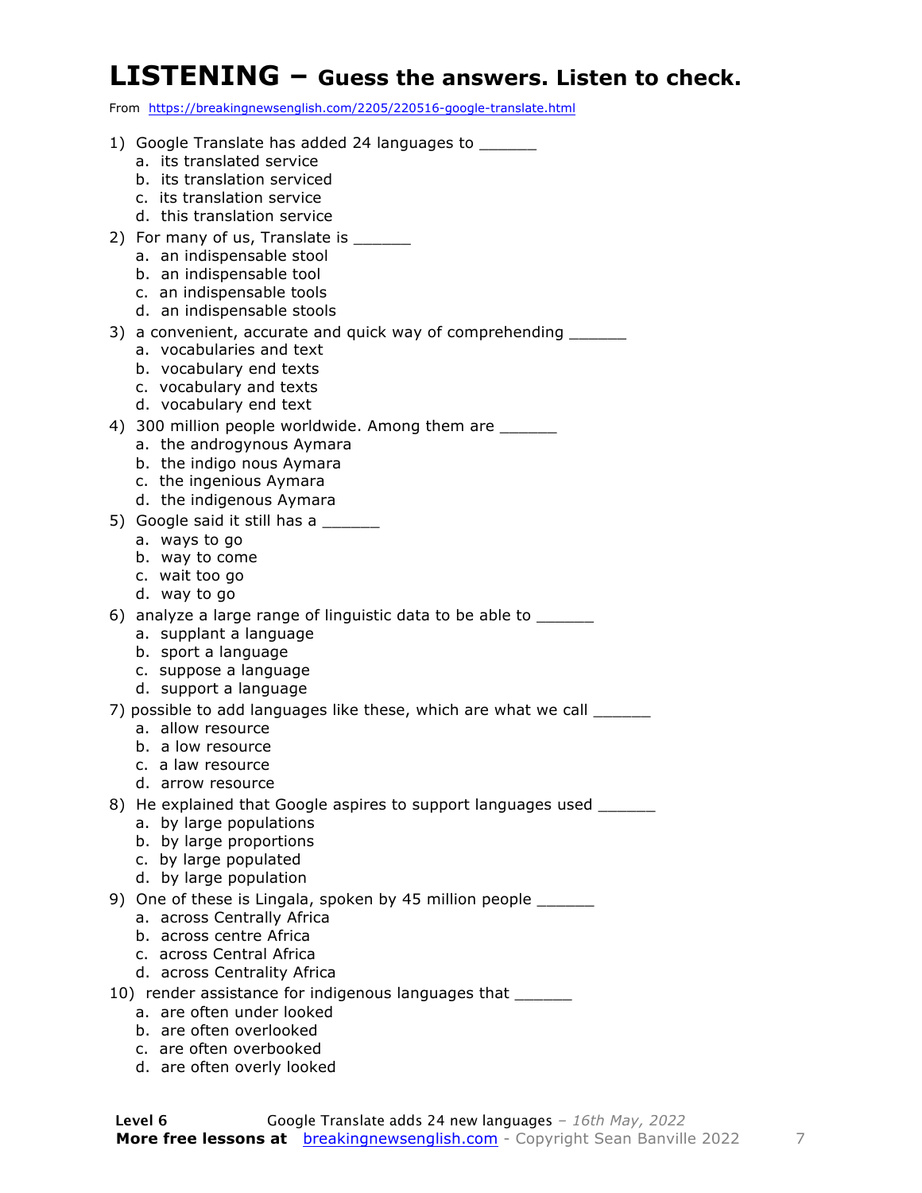# LISTENING – Guess the answers. Listen to check.

From https://breakingnewsenglish.com/2205/220516-google-translate.html

1) Google Translate has added 24 languages to ______
   a. its translated service
   b. its translation serviced
   c. its translation service
   d. this translation service
2) For many of us, Translate is ______
   a. an indispensable stool
   b. an indispensable tool
   c. an indispensable tools
   d. an indispensable stools
3) a convenient, accurate and quick way of comprehending ______
   a. vocabularies and text
   b. vocabulary end texts
   c. vocabulary and texts
   d. vocabulary end text
4) 300 million people worldwide. Among them are ______
   a. the androgynous Aymara
   b. the indigo nous Aymara
   c. the ingenious Aymara
   d. the indigenous Aymara
5) Google said it still has a ______
   a. ways to go
   b. way to come
   c. wait too go
   d. way to go
6) analyze a large range of linguistic data to be able to ______
   a. supplant a language
   b. sport a language
   c. suppose a language
   d. support a language
7) possible to add languages like these, which are what we call ______
   a. allow resource
   b. a low resource
   c. a law resource
   d. arrow resource
8) He explained that Google aspires to support languages used ______
   a. by large populations
   b. by large proportions
   c. by large populated
   d. by large population
9) One of these is Lingala, spoken by 45 million people ______
   a. across Centrally Africa
   b. across centre Africa
   c. across Central Africa
   d. across Centrality Africa
10) render assistance for indigenous languages that ______
   a. are often under looked
   b. are often overlooked
   c. are often overbooked
   d. are often overly looked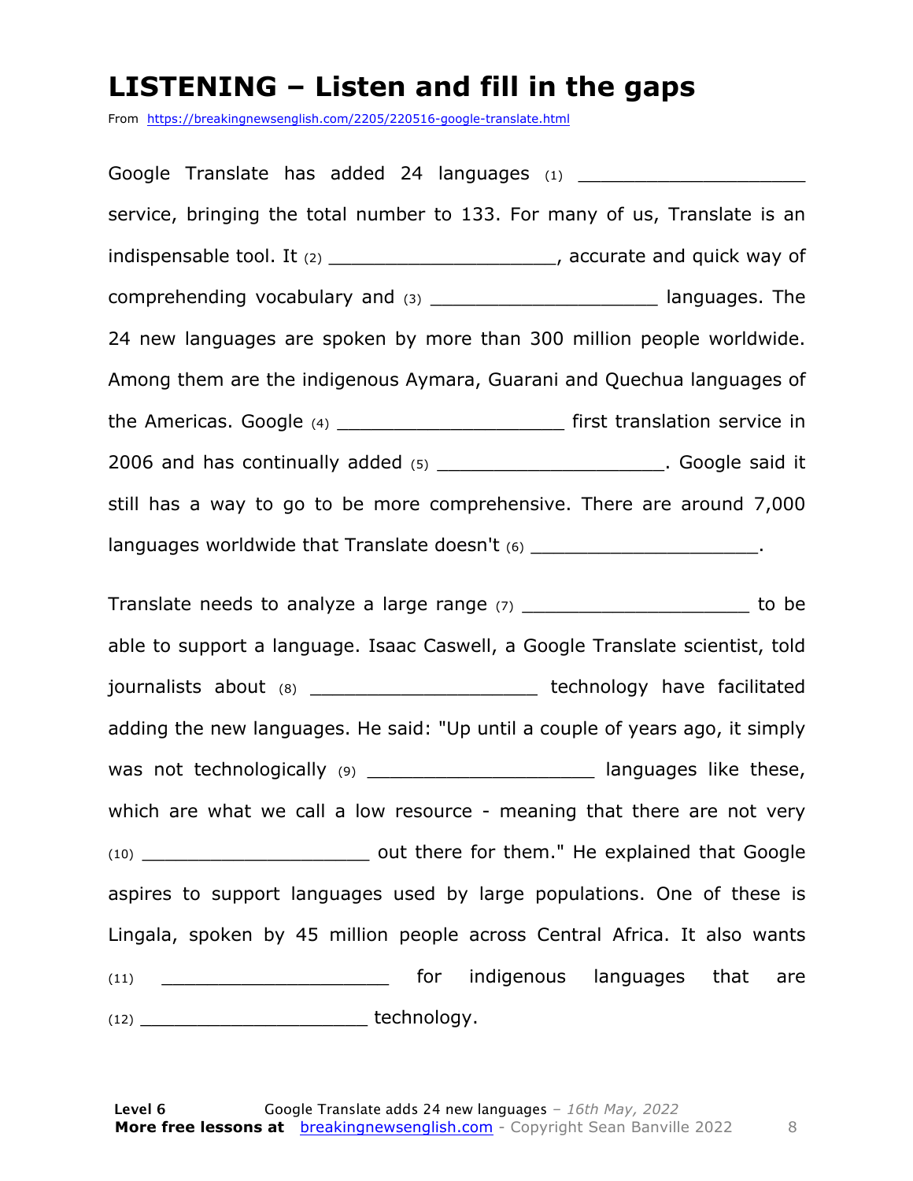# LISTENING – Listen and fill in the gaps

From https://breakingnewsenglish.com/2205/220516-google-translate.html

Google Translate has added 24 languages (1) ____________________ service, bringing the total number to 133. For many of us, Translate is an indispensable tool. It (2) ____________________, accurate and quick way of comprehending vocabulary and (3) ____________________ languages. The 24 new languages are spoken by more than 300 million people worldwide. Among them are the indigenous Aymara, Guarani and Quechua languages of the Americas. Google (4) ____________________ first translation service in 2006 and has continually added (5) ____________________. Google said it still has a way to go to be more comprehensive. There are around 7,000 languages worldwide that Translate doesn't (6) ____________________.

Translate needs to analyze a large range (7) ____________________ to be able to support a language. Isaac Caswell, a Google Translate scientist, told journalists about (8) ____________________ technology have facilitated adding the new languages. He said: "Up until a couple of years ago, it simply was not technologically (9) ____________________ languages like these, which are what we call a low resource - meaning that there are not very (10) ____________________ out there for them." He explained that Google aspires to support languages used by large populations. One of these is Lingala, spoken by 45 million people across Central Africa. It also wants (11) ____________________ for indigenous languages that are (12) ____________________ technology.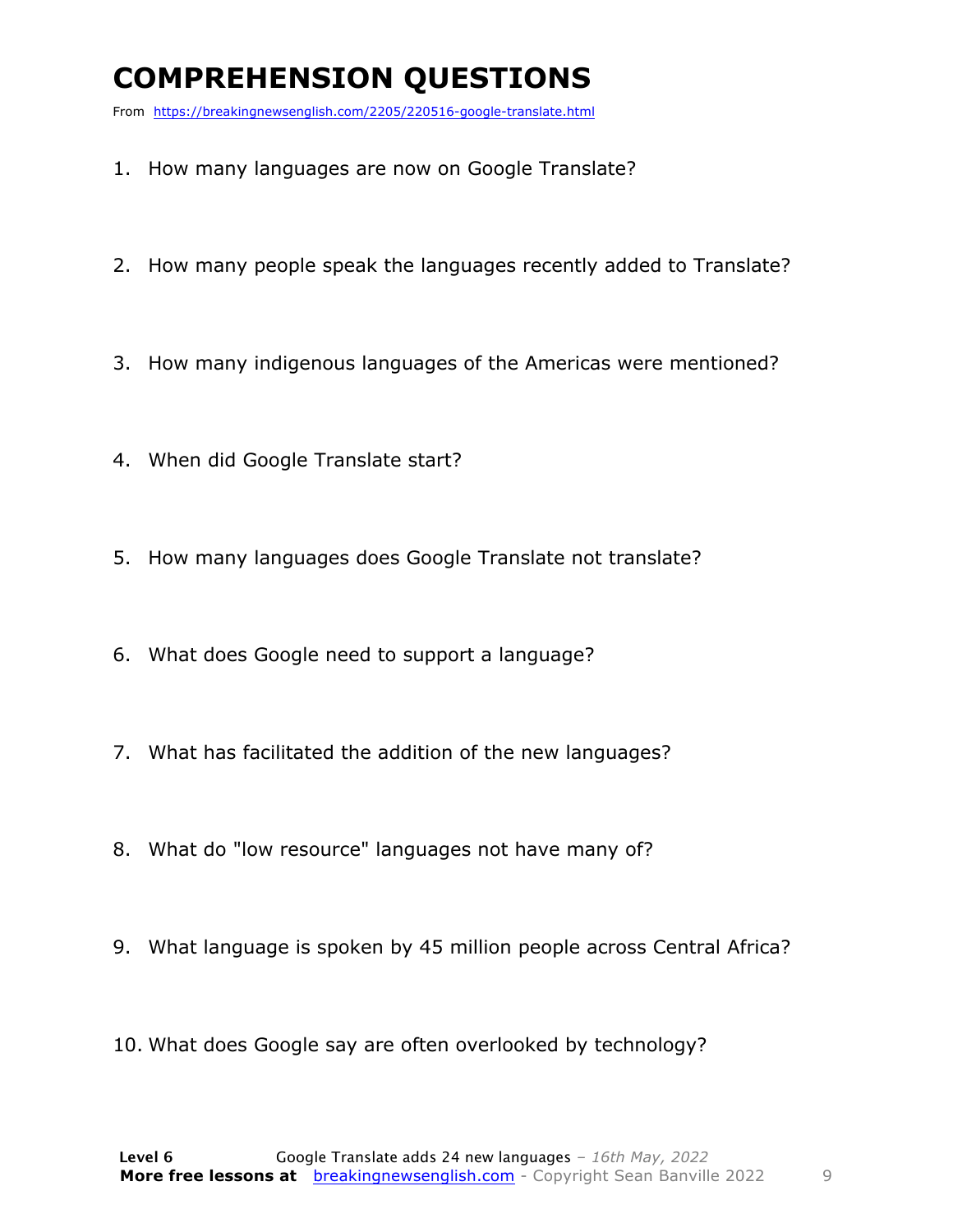# COMPREHENSION QUESTIONS

From https://breakingnewsenglish.com/2205/220516-google-translate.html

1. How many languages are now on Google Translate?
2. How many people speak the languages recently added to Translate?
3. How many indigenous languages of the Americas were mentioned?
4. When did Google Translate start?
5. How many languages does Google Translate not translate?
6. What does Google need to support a language?
7. What has facilitated the addition of the new languages?
8. What do "low resource" languages not have many of?
9. What language is spoken by 45 million people across Central Africa?
10. What does Google say are often overlooked by technology?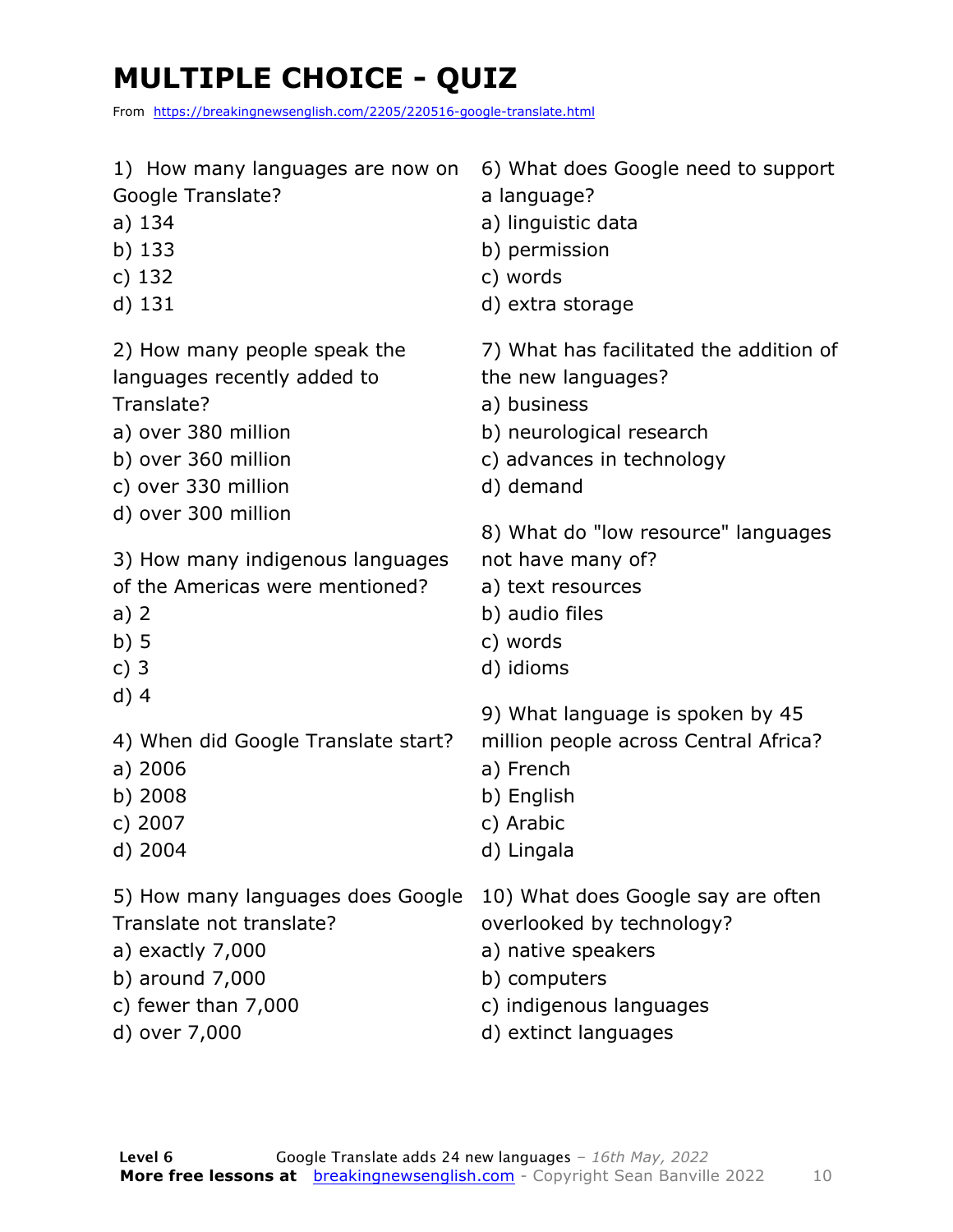# MULTIPLE CHOICE - QUIZ

From https://breakingnewsenglish.com/2205/220516-google-translate.html

1) How many languages are now on Google Translate?
a) 134
b) 133
c) 132
d) 131

2) How many people speak the languages recently added to Translate?
a) over 380 million
b) over 360 million
c) over 330 million
d) over 300 million

3) How many indigenous languages of the Americas were mentioned?
a) 2
b) 5
c) 3
d) 4

4) When did Google Translate start?
a) 2006
b) 2008
c) 2007
d) 2004

5) How many languages does Google Translate not translate?
a) exactly 7,000
b) around 7,000
c) fewer than 7,000
d) over 7,000

6) What does Google need to support a language?
a) linguistic data
b) permission
c) words
d) extra storage

7) What has facilitated the addition of the new languages?
a) business
b) neurological research
c) advances in technology
d) demand

8) What do "low resource" languages not have many of?
a) text resources
b) audio files
c) words
d) idioms

9) What language is spoken by 45 million people across Central Africa?
a) French
b) English
c) Arabic
d) Lingala

10) What does Google say are often overlooked by technology?
a) native speakers
b) computers
c) indigenous languages
d) extinct languages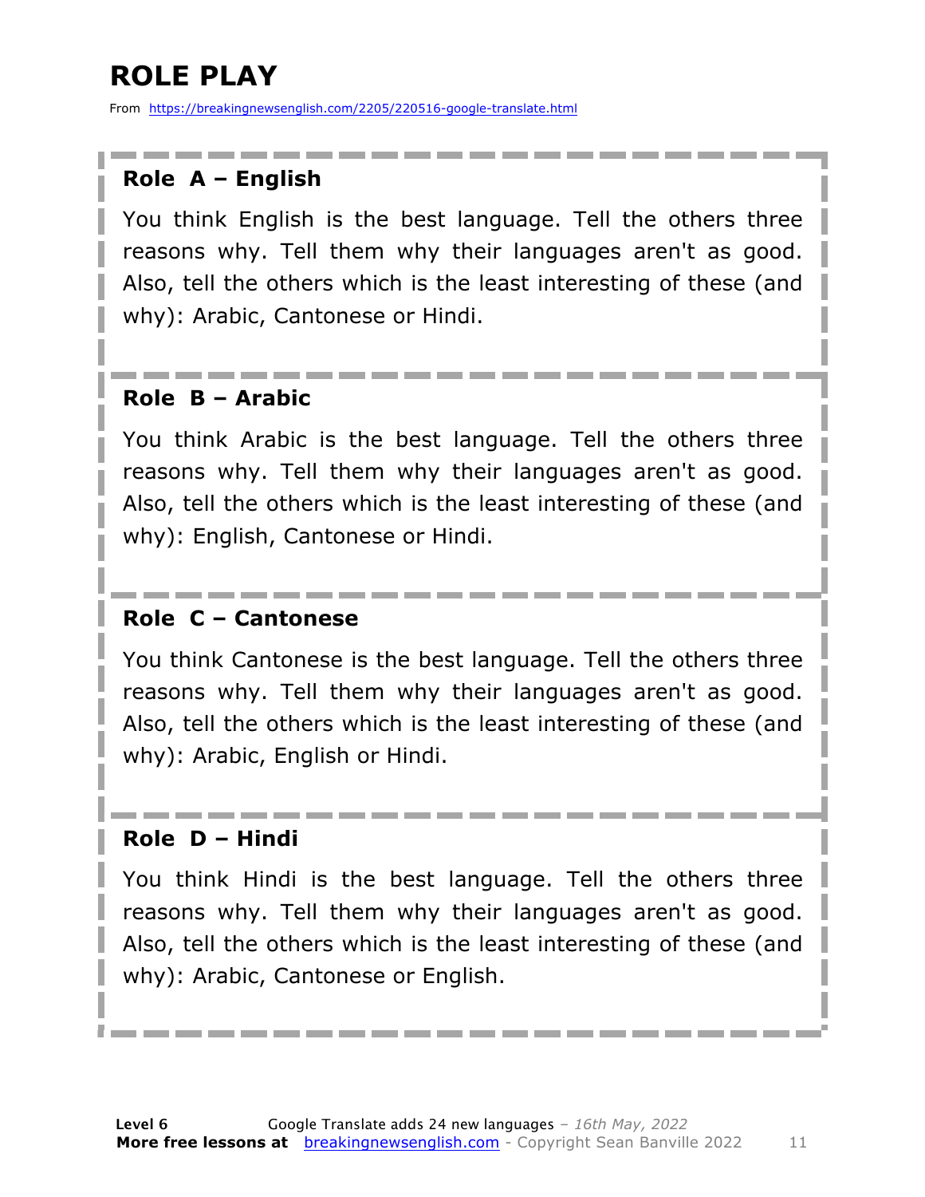# ROLE PLAY

From https://breakingnewsenglish.com/2205/220516-google-translate.html

### Role A – English

You think English is the best language. Tell the others three reasons why. Tell them why their languages aren't as good. Also, tell the others which is the least interesting of these (and why): Arabic, Cantonese or Hindi.

### Role B – Arabic

You think Arabic is the best language. Tell the others three reasons why. Tell them why their languages aren't as good. Also, tell the others which is the least interesting of these (and why): English, Cantonese or Hindi.

### Role C – Cantonese

You think Cantonese is the best language. Tell the others three reasons why. Tell them why their languages aren't as good. Also, tell the others which is the least interesting of these (and why): Arabic, English or Hindi.

### Role D – Hindi

You think Hindi is the best language. Tell the others three reasons why. Tell them why their languages aren't as good. Also, tell the others which is the least interesting of these (and why): Arabic, Cantonese or English.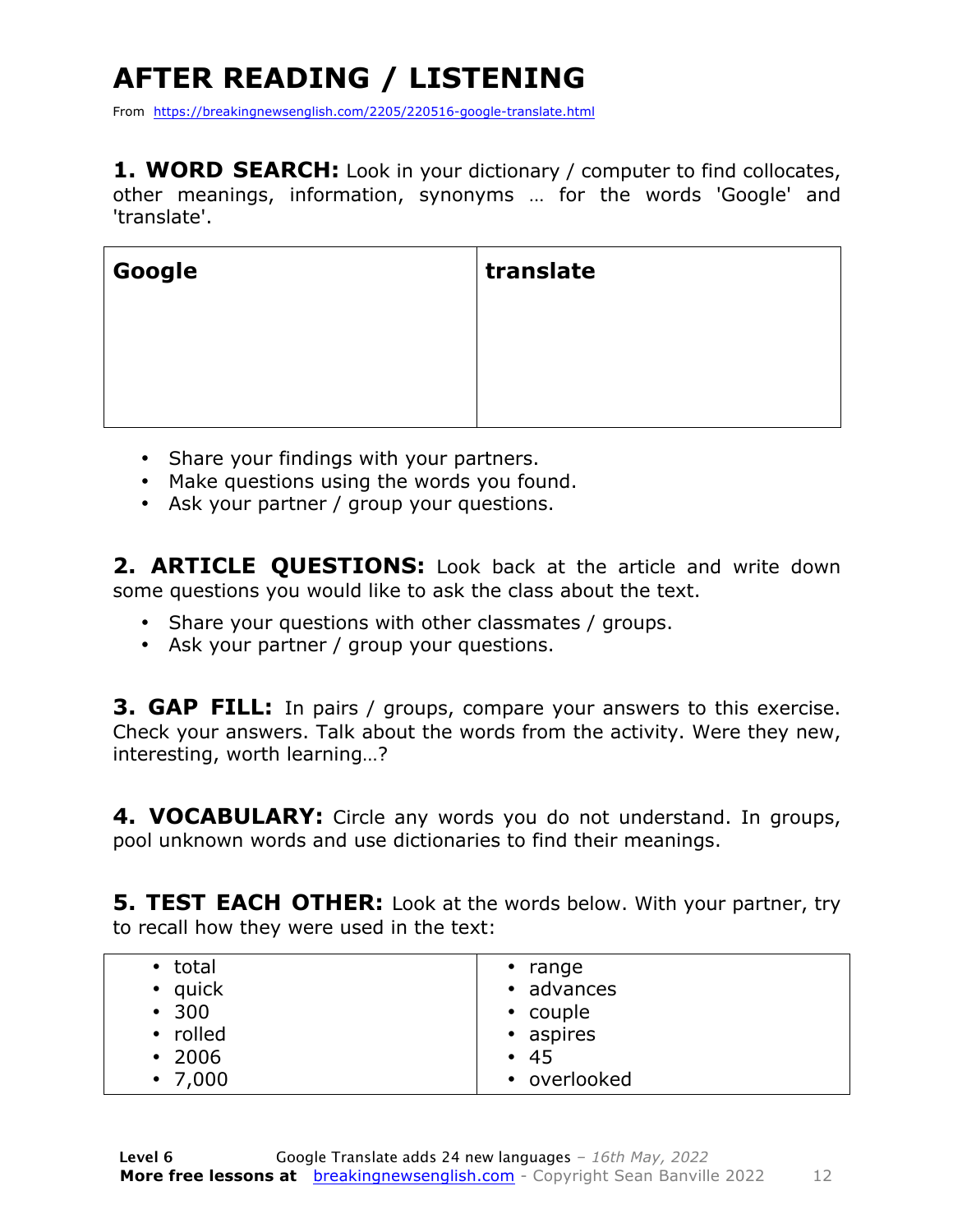# AFTER READING / LISTENING

From https://breakingnewsenglish.com/2205/220516-google-translate.html

**1. WORD SEARCH:** Look in your dictionary / computer to find collocates, other meanings, information, synonyms … for the words 'Google' and 'translate'.

| **Google** | **translate** |
|---|---|
| | |

- Share your findings with your partners.
- Make questions using the words you found.
- Ask your partner / group your questions.

**2. ARTICLE QUESTIONS:** Look back at the article and write down some questions you would like to ask the class about the text.

- Share your questions with other classmates / groups.
- Ask your partner / group your questions.

**3. GAP FILL:** In pairs / groups, compare your answers to this exercise. Check your answers. Talk about the words from the activity. Were they new, interesting, worth learning…?

**4. VOCABULARY:** Circle any words you do not understand. In groups, pool unknown words and use dictionaries to find their meanings.

**5. TEST EACH OTHER:** Look at the words below. With your partner, try to recall how they were used in the text:

| | |
|---|---|
| • total<br>• quick<br>• 300<br>• rolled<br>• 2006<br>• 7,000 | • range<br>• advances<br>• couple<br>• aspires<br>• 45<br>• overlooked |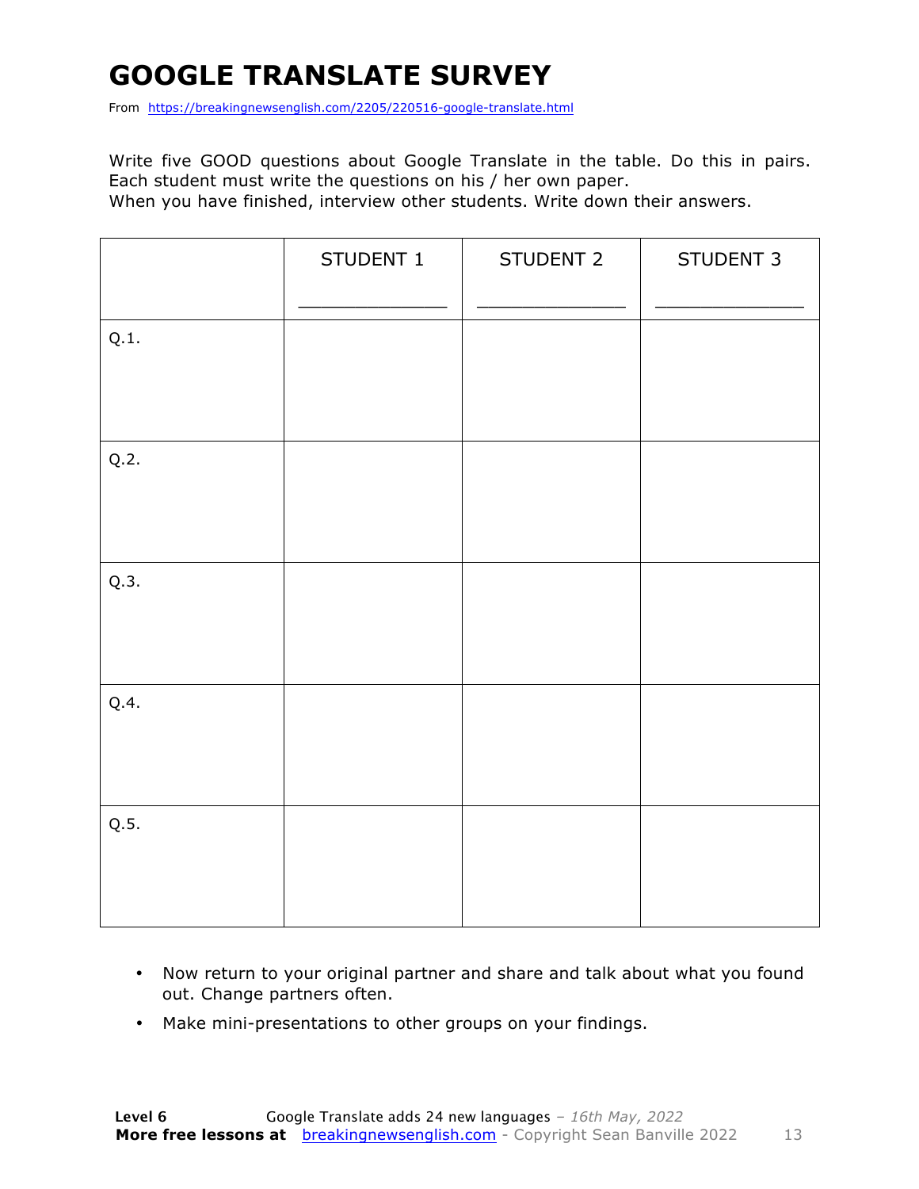# GOOGLE TRANSLATE SURVEY

From https://breakingnewsenglish.com/2205/220516-google-translate.html

Write five GOOD questions about Google Translate in the table. Do this in pairs. Each student must write the questions on his / her own paper.
When you have finished, interview other students. Write down their answers.

| | STUDENT 1<br>_______________ | STUDENT 2<br>_______________ | STUDENT 3<br>_______________ |
|---|---|---|---|
| Q.1. | | | |
| Q.2. | | | |
| Q.3. | | | |
| Q.4. | | | |
| Q.5. | | | |

- Now return to your original partner and share and talk about what you found out. Change partners often.
- Make mini-presentations to other groups on your findings.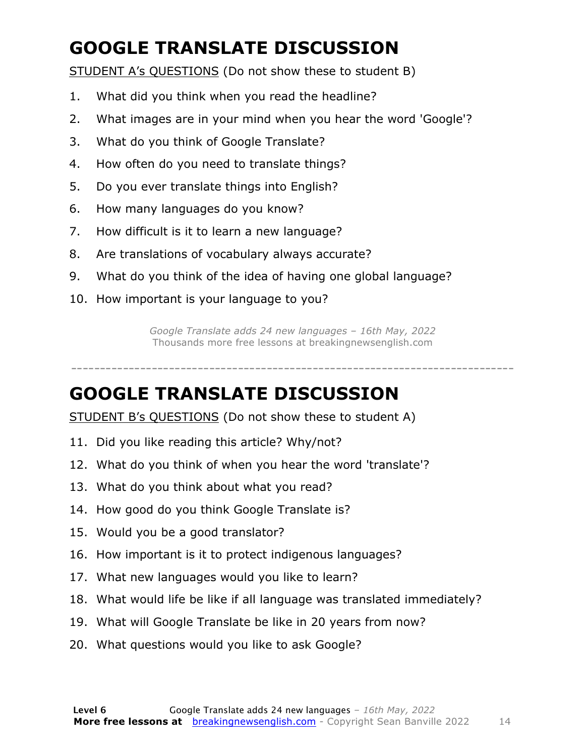# GOOGLE TRANSLATE DISCUSSION

STUDENT A's QUESTIONS (Do not show these to student B)

1. What did you think when you read the headline?
2. What images are in your mind when you hear the word 'Google'?
3. What do you think of Google Translate?
4. How often do you need to translate things?
5. Do you ever translate things into English?
6. How many languages do you know?
7. How difficult is it to learn a new language?
8. Are translations of vocabulary always accurate?
9. What do you think of the idea of having one global language?
10. How important is your language to you?

*Google Translate adds 24 new languages – 16th May, 2022*
Thousands more free lessons at breakingnewsenglish.com

---

# GOOGLE TRANSLATE DISCUSSION

STUDENT B's QUESTIONS (Do not show these to student A)

11. Did you like reading this article? Why/not?
12. What do you think of when you hear the word 'translate'?
13. What do you think about what you read?
14. How good do you think Google Translate is?
15. Would you be a good translator?
16. How important is it to protect indigenous languages?
17. What new languages would you like to learn?
18. What would life be like if all language was translated immediately?
19. What will Google Translate be like in 20 years from now?
20. What questions would you like to ask Google?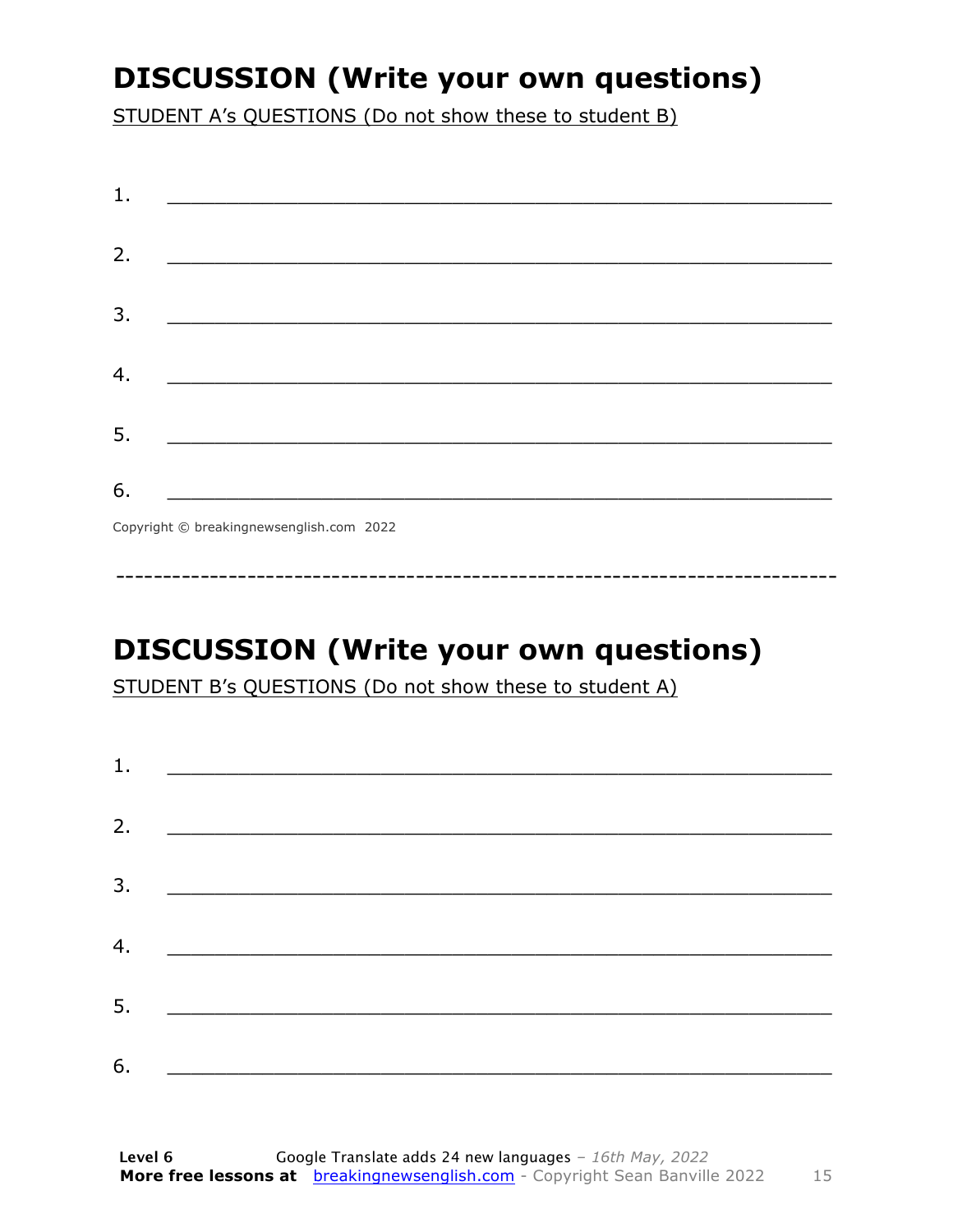## DISCUSSION (Write your own questions)

STUDENT A's QUESTIONS (Do not show these to student B)

1. ___________________________________________________________

2. ___________________________________________________________

3. ___________________________________________________________

4. ___________________________________________________________

5. ___________________________________________________________

6. ___________________________________________________________

Copyright © breakingnewsenglish.com 2022

---

## DISCUSSION (Write your own questions)

STUDENT B's QUESTIONS (Do not show these to student A)

1. ___________________________________________________________

2. ___________________________________________________________

3. ___________________________________________________________

4. ___________________________________________________________

5. ___________________________________________________________

6. ___________________________________________________________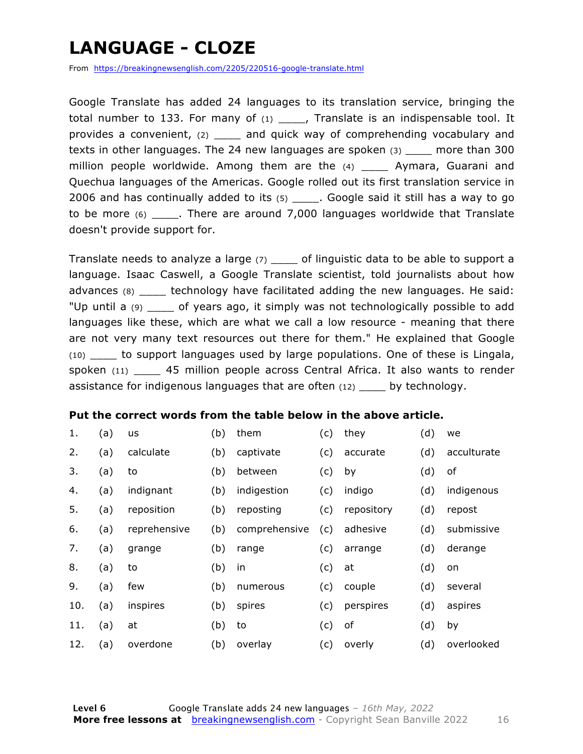# LANGUAGE - CLOZE

From https://breakingnewsenglish.com/2205/220516-google-translate.html

Google Translate has added 24 languages to its translation service, bringing the total number to 133. For many of (1) ____, Translate is an indispensable tool. It provides a convenient, (2) ____ and quick way of comprehending vocabulary and texts in other languages. The 24 new languages are spoken (3) ____ more than 300 million people worldwide. Among them are the (4) ____ Aymara, Guarani and Quechua languages of the Americas. Google rolled out its first translation service in 2006 and has continually added to its (5) ____. Google said it still has a way to go to be more (6) ____. There are around 7,000 languages worldwide that Translate doesn't provide support for.

Translate needs to analyze a large (7) ____ of linguistic data to be able to support a language. Isaac Caswell, a Google Translate scientist, told journalists about how advances (8) ____ technology have facilitated adding the new languages. He said: "Up until a (9) ____ of years ago, it simply was not technologically possible to add languages like these, which are what we call a low resource - meaning that there are not very many text resources out there for them." He explained that Google (10) ____ to support languages used by large populations. One of these is Lingala, spoken (11) ____ 45 million people across Central Africa. It also wants to render assistance for indigenous languages that are often (12) ____ by technology.

**Put the correct words from the table below in the above article.**

| | | | | | | | | |
|---|---|---|---|---|---|---|---|---|
| 1. | (a) | us | (b) | them | (c) | they | (d) | we |
| 2. | (a) | calculate | (b) | captivate | (c) | accurate | (d) | acculturate |
| 3. | (a) | to | (b) | between | (c) | by | (d) | of |
| 4. | (a) | indignant | (b) | indigestion | (c) | indigo | (d) | indigenous |
| 5. | (a) | reposition | (b) | reposting | (c) | repository | (d) | repost |
| 6. | (a) | reprehensive | (b) | comprehensive | (c) | adhesive | (d) | submissive |
| 7. | (a) | grange | (b) | range | (c) | arrange | (d) | derange |
| 8. | (a) | to | (b) | in | (c) | at | (d) | on |
| 9. | (a) | few | (b) | numerous | (c) | couple | (d) | several |
| 10. | (a) | inspires | (b) | spires | (c) | perspires | (d) | aspires |
| 11. | (a) | at | (b) | to | (c) | of | (d) | by |
| 12. | (a) | overdone | (b) | overlay | (c) | overly | (d) | overlooked |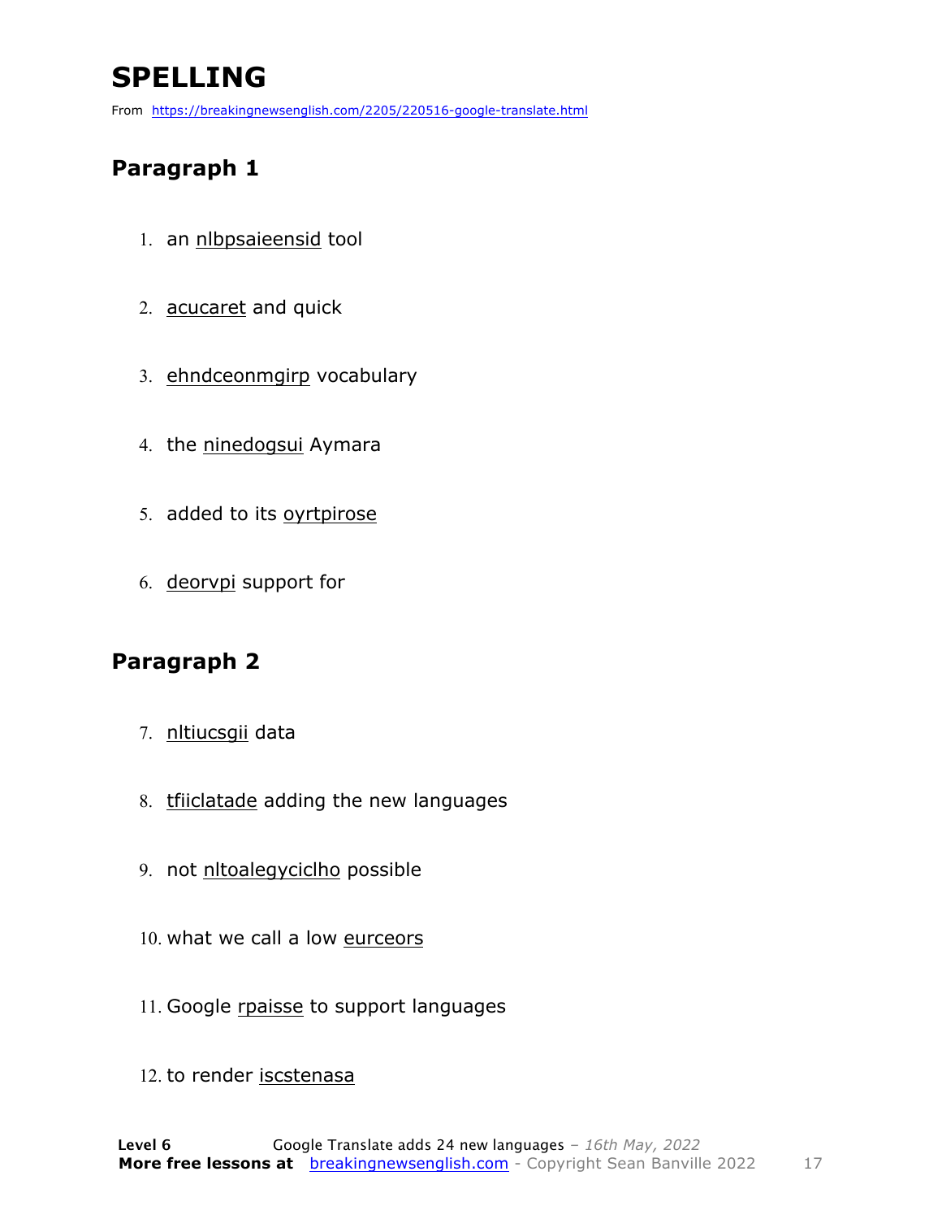# SPELLING

From https://breakingnewsenglish.com/2205/220516-google-translate.html

## Paragraph 1

1. an nlbpsaieensid tool
2. acucaret and quick
3. ehndceonmgirp vocabulary
4. the ninedogsui Aymara
5. added to its oyrtpirose
6. deorvpi support for

## Paragraph 2

7. nltiucsgii data
8. tfiiclatade adding the new languages
9. not nltoalegyciclho possible
10. what we call a low eurceors
11. Google rpaisse to support languages
12. to render iscstenasa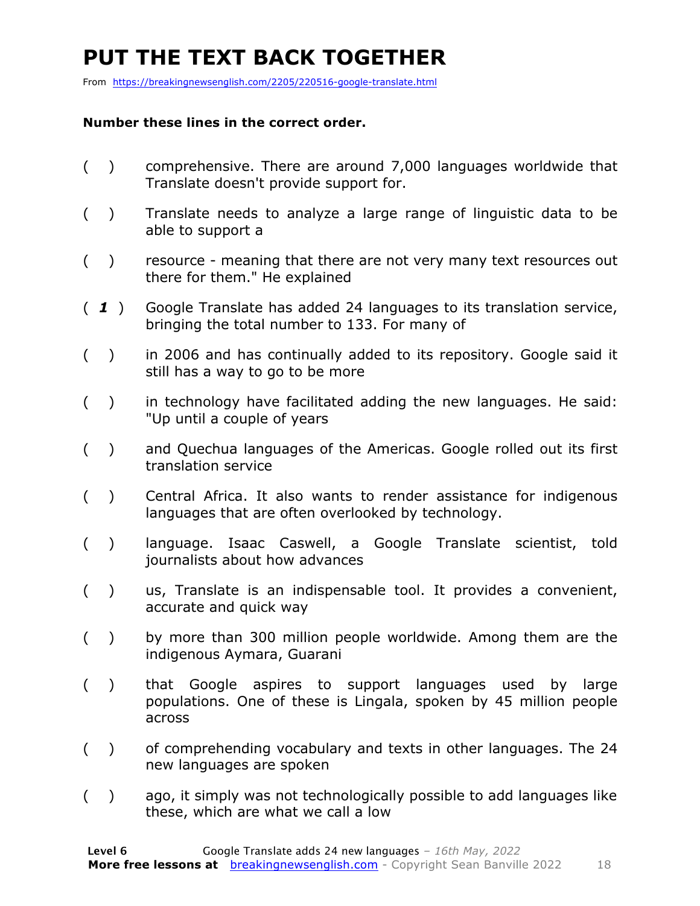# PUT THE TEXT BACK TOGETHER

From https://breakingnewsenglish.com/2205/220516-google-translate.html

**Number these lines in the correct order.**

( ) comprehensive. There are around 7,000 languages worldwide that Translate doesn't provide support for.

( ) Translate needs to analyze a large range of linguistic data to be able to support a

( ) resource - meaning that there are not very many text resources out there for them." He explained

( *1* ) Google Translate has added 24 languages to its translation service, bringing the total number to 133. For many of

( ) in 2006 and has continually added to its repository. Google said it still has a way to go to be more

( ) in technology have facilitated adding the new languages. He said: "Up until a couple of years

( ) and Quechua languages of the Americas. Google rolled out its first translation service

( ) Central Africa. It also wants to render assistance for indigenous languages that are often overlooked by technology.

( ) language. Isaac Caswell, a Google Translate scientist, told journalists about how advances

( ) us, Translate is an indispensable tool. It provides a convenient, accurate and quick way

( ) by more than 300 million people worldwide. Among them are the indigenous Aymara, Guarani

( ) that Google aspires to support languages used by large populations. One of these is Lingala, spoken by 45 million people across

( ) of comprehending vocabulary and texts in other languages. The 24 new languages are spoken

( ) ago, it simply was not technologically possible to add languages like these, which are what we call a low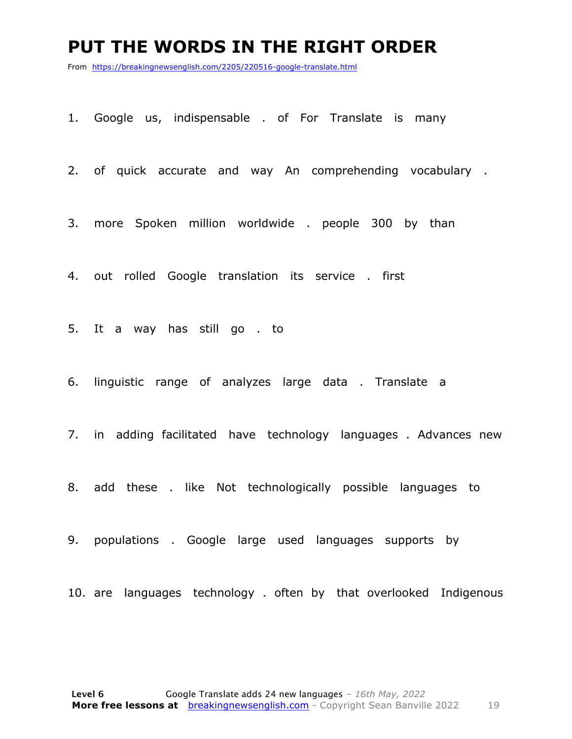# PUT THE WORDS IN THE RIGHT ORDER

From https://breakingnewsenglish.com/2205/220516-google-translate.html

1. Google us, indispensable . of For Translate is many

2. of quick accurate and way An comprehending vocabulary .

3. more Spoken million worldwide . people 300 by than

4. out rolled Google translation its service . first

5. It a way has still go . to

6. linguistic range of analyzes large data . Translate a

7. in adding facilitated have technology languages . Advances new

8. add these . like Not technologically possible languages to

9. populations . Google large used languages supports by

10. are languages technology . often by that overlooked Indigenous

**Level 6** Google Translate adds 24 new languages – *16th May, 2022*
**More free lessons at** breakingnewsenglish.com - Copyright Sean Banville 2022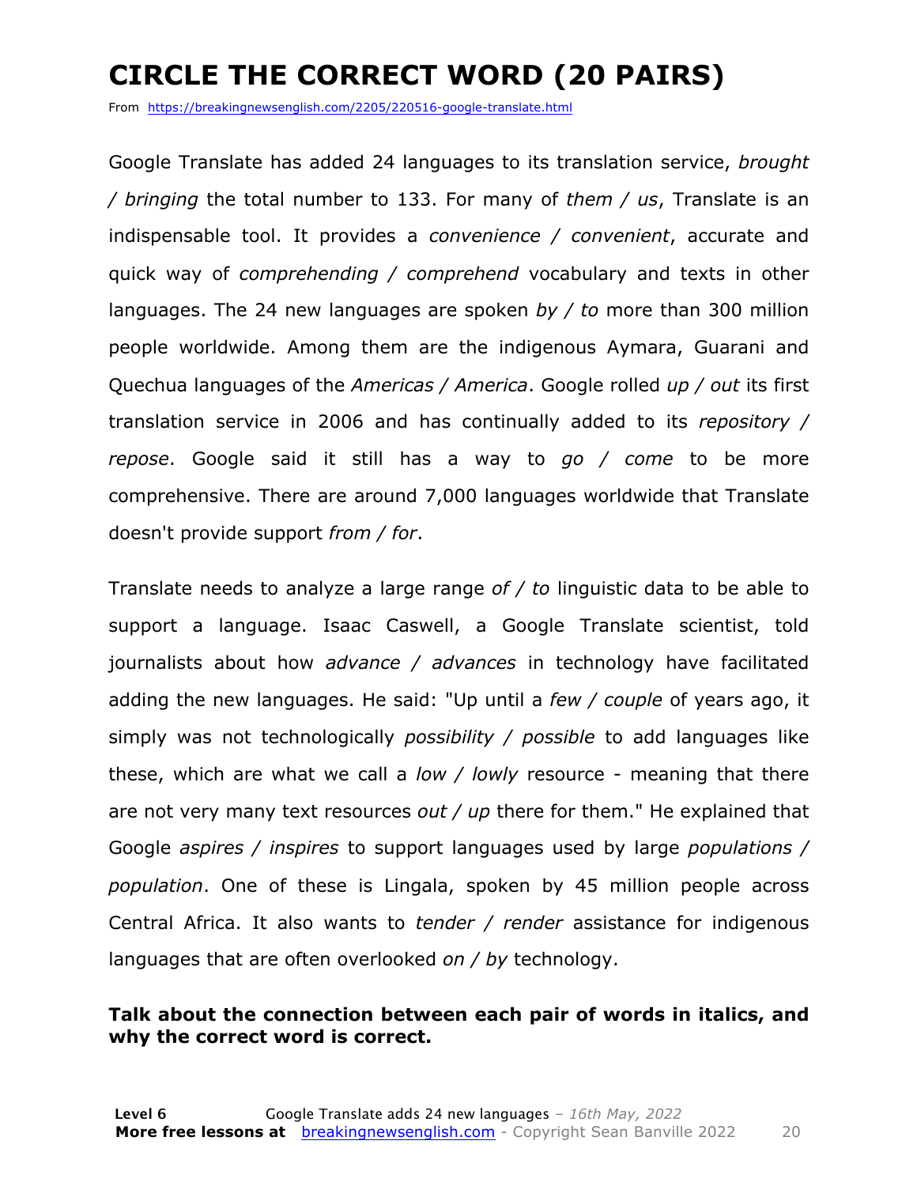# CIRCLE THE CORRECT WORD (20 PAIRS)

From https://breakingnewsenglish.com/2205/220516-google-translate.html

Google Translate has added 24 languages to its translation service, *brought / bringing* the total number to 133. For many of *them / us*, Translate is an indispensable tool. It provides a *convenience / convenient*, accurate and quick way of *comprehending / comprehend* vocabulary and texts in other languages. The 24 new languages are spoken *by / to* more than 300 million people worldwide. Among them are the indigenous Aymara, Guarani and Quechua languages of the *Americas / America*. Google rolled *up / out* its first translation service in 2006 and has continually added to its *repository / repose*. Google said it still has a way to *go / come* to be more comprehensive. There are around 7,000 languages worldwide that Translate doesn't provide support *from / for*.

Translate needs to analyze a large range *of / to* linguistic data to be able to support a language. Isaac Caswell, a Google Translate scientist, told journalists about how *advance / advances* in technology have facilitated adding the new languages. He said: "Up until a *few / couple* of years ago, it simply was not technologically *possibility / possible* to add languages like these, which are what we call a *low / lowly* resource - meaning that there are not very many text resources *out / up* there for them." He explained that Google *aspires / inspires* to support languages used by large *populations / population*. One of these is Lingala, spoken by 45 million people across Central Africa. It also wants to *tender / render* assistance for indigenous languages that are often overlooked *on / by* technology.

**Talk about the connection between each pair of words in italics, and why the correct word is correct.**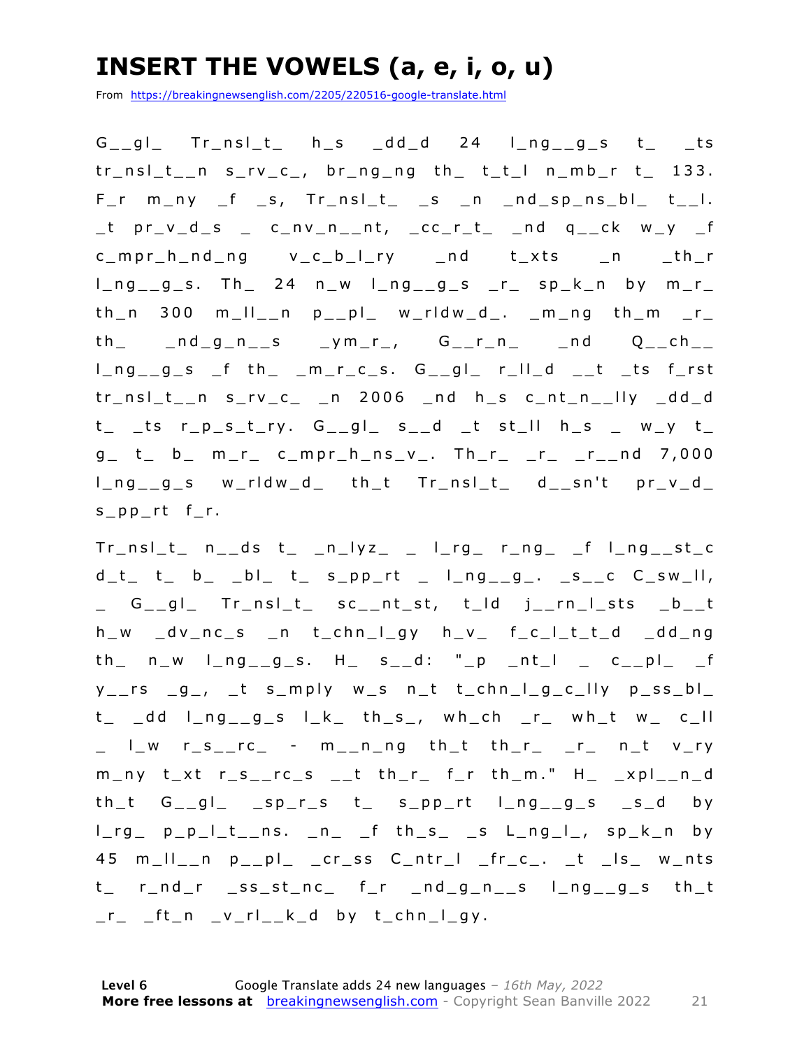# INSERT THE VOWELS (a, e, i, o, u)

From https://breakingnewsenglish.com/2205/220516-google-translate.html

G__gl_ Tr_nsl_t_ h_s _dd_d 24 l_ng__g_s t_ _ts tr_nsl_t__n s_rv_c_, br_ng_ng th_ t_t_l n_mb_r t_ 133. F_r m_ny _f _s, Tr_nsl_t_ _s _n _nd_sp_ns_bl_ t__l. _t pr_v_d_s _ c_nv_n__nt, _cc_r_t_ _nd q__ck w_y _f c_mpr_h_nd_ng v_c_b_l_ry _nd t_xts _n _th_r l_ng__g_s. Th_ 24 n_w l_ng__g_s _r_ sp_k_n by m_r_ th_n 300 m_ll__n p__pl_ w_rldw_d_. _m_ng th_m _r_ th_ _nd_g_n__s _ym_r_, G__r_n_ _nd Q__ch__ l_ng__g_s _f th_ _m_r_c_s. G__gl_ r_ll_d __t _ts f_rst tr_nsl_t__n s_rv_c_ _n 2006 _nd h_s c_nt_n__lly _dd_d t_ _ts r_p_s_t_ry. G__gl_ s__d _t st_ll h_s _ w_y t_ g_ t_ b_ m_r_ c_mpr_h_ns_v_. Th_r_ _r_ _r__nd 7,000 l_ng__g_s w_rldw_d_ th_t Tr_nsl_t_ d__sn't pr_v_d_ s_pp_rt f_r.

Tr_nsl_t_ n__ds t_ _n_lyz_ _ l_rg_ r_ng_ _f l_ng__st_c d_t_ t_ b_ _bl_ t_ s_pp_rt _ l_ng__g_. _s__c C_sw_ll, _ G__gl_ Tr_nsl_t_ sc__nt_st, t_ld j__rn_l_sts _b__t h_w _dv_nc_s _n t_chn_l_gy h_v_ f_c_l_t_t_d _dd_ng th_ n_w l_ng__g_s. H_ s__d: "_p _nt_l _ c__pl_ _f y__rs _g_, _t s_mply w_s n_t t_chn_l_g_c_lly p_ss_bl_ t_ _dd l_ng__g_s l_k_ th_s_, wh_ch _r_ wh_t w_ c_ll _ l_w r_s__rc_ - m__n_ng th_t th_r_ _r_ n_t v_ry m_ny t_xt r_s__rc_s __t th_r_ f_r th_m." H_ _xpl__n_d th_t G__gl_ _sp_r_s t_ s_pp_rt l_ng__g_s _s_d by l_rg_ p_p_l_t__ns. _n_ _f th_s_ _s L_ng_l_, sp_k_n by 45 m_ll__n p__pl_ _cr_ss C_ntr_l _fr_c_. _t _ls_ w_nts t_ r_nd_r _ss_st_nc_ f_r _nd_g_n__s l_ng__g_s th_t _r_ _ft_n _v_rl__k_d by t_chn_l_gy.

**Level 6** Google Translate adds 24 new languages – *16th May, 2022*
**More free lessons at** breakingnewsenglish.com - Copyright Sean Banville 2022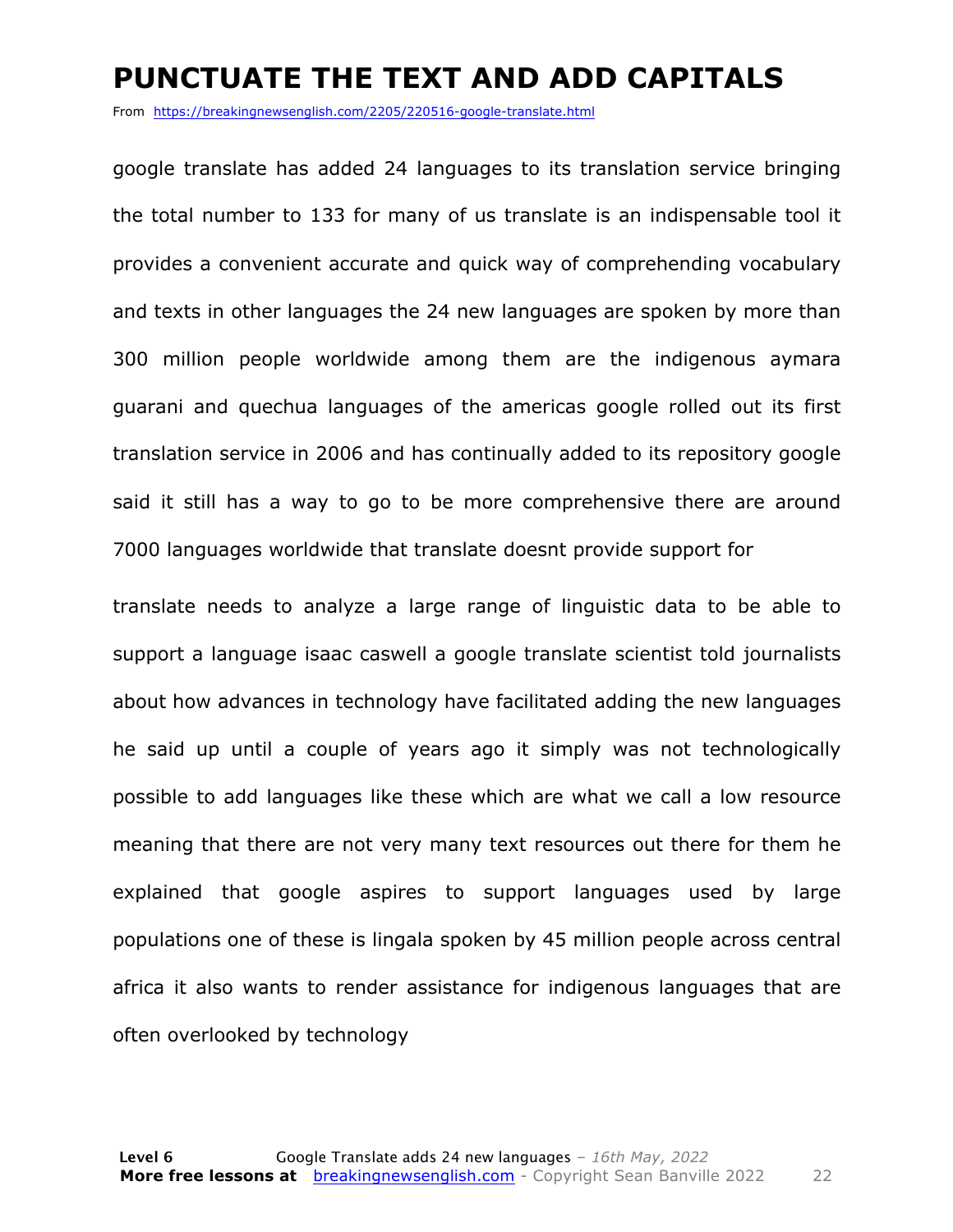# PUNCTUATE THE TEXT AND ADD CAPITALS

From https://breakingnewsenglish.com/2205/220516-google-translate.html

google translate has added 24 languages to its translation service bringing the total number to 133 for many of us translate is an indispensable tool it provides a convenient accurate and quick way of comprehending vocabulary and texts in other languages the 24 new languages are spoken by more than 300 million people worldwide among them are the indigenous aymara guarani and quechua languages of the americas google rolled out its first translation service in 2006 and has continually added to its repository google said it still has a way to go to be more comprehensive there are around 7000 languages worldwide that translate doesnt provide support for

translate needs to analyze a large range of linguistic data to be able to support a language isaac caswell a google translate scientist told journalists about how advances in technology have facilitated adding the new languages he said up until a couple of years ago it simply was not technologically possible to add languages like these which are what we call a low resource meaning that there are not very many text resources out there for them he explained that google aspires to support languages used by large populations one of these is lingala spoken by 45 million people across central africa it also wants to render assistance for indigenous languages that are often overlooked by technology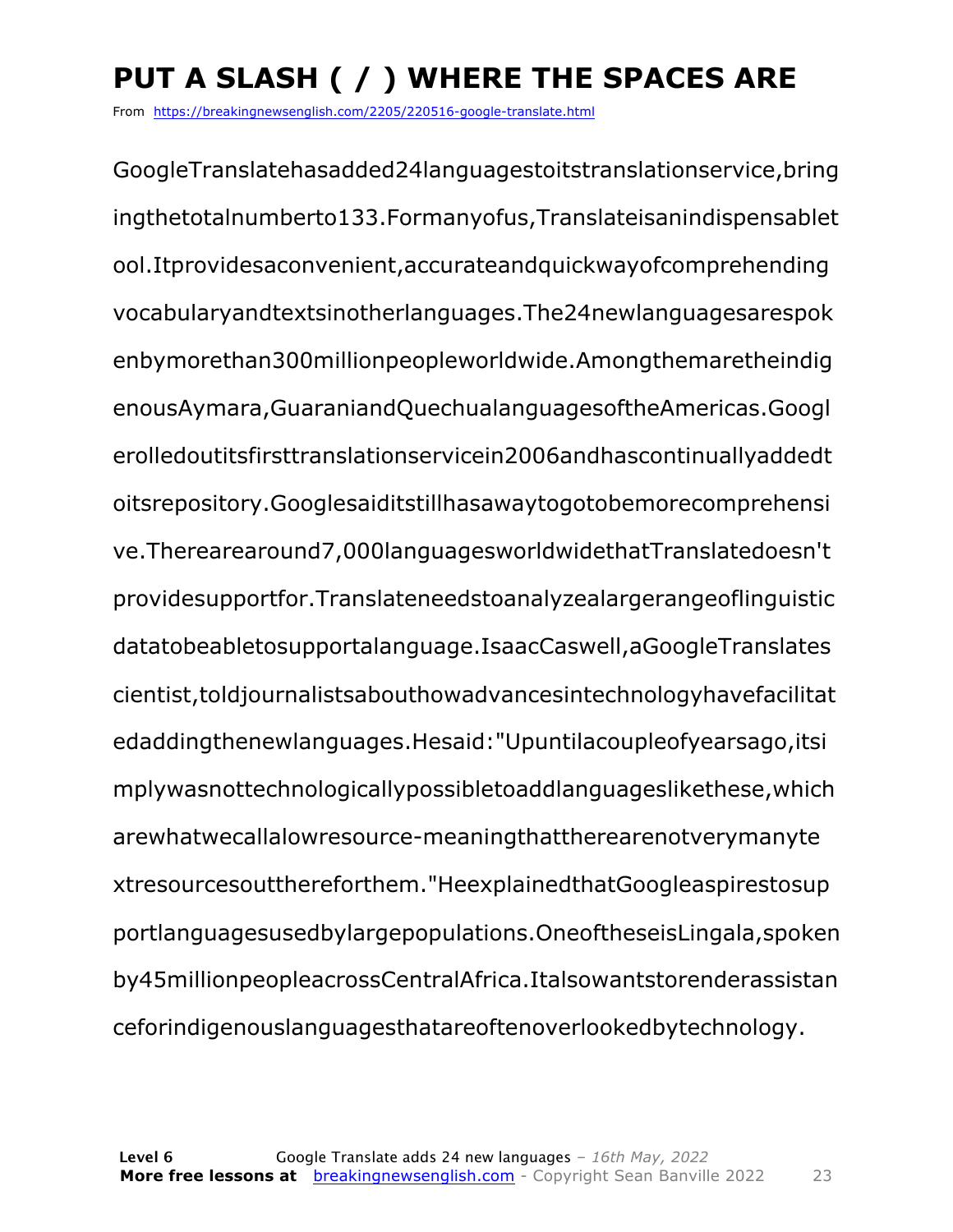# PUT A SLASH ( / ) WHERE THE SPACES ARE

From https://breakingnewsenglish.com/2205/220516-google-translate.html

GoogleTranslatehasadded24languagestoitstranslationservice,bring
ingthetotalnumberto133.Formanyofus,Translateisanindispensablet
ool.Itprovidesaconvenient,accurateandquickwayofcomprehending
vocabularyandtextsinotherlanguages.The24newlanguagesarespok
enbymorethan300millionpeopleworldwide.Amongthemaretheindig
enousAymara,GuaraniandQuechualanguagesoftheAmericas.Googl
erolledoutitsfirsttranslationservicein2006andhascontinuallyaddedt
oitsrepository.Googlesaiditstillhasawaytogotobemorecomprehensi
ve.Therearearound7,000languagesworldwidethatTranslatedoesn't
providesupportfor.Translateneedstoanalyzealargerangeoflinguistic
datatobeabletosupportalanguage.IsaacCaswell,aGoogleTranslates
cientist,toldjournalistsabouthowadvancesintechnologyhavefacilitat
edaddingthenewlanguages.Hesaid:"Upuntilacoupleofyearsago,itsi
mplywasnottechnologicallypossibletoaddlanguageslikethese,which
arewhatwecallalowresource-meaningthattherearenotverymanyte
xtresourcesouttthereforthem."HeexplainedthatGoogleaspirestosup
portlanguagesusedbylargepopulations.OneoftheseisLingala,spoken
by45millionpeopleacrossCentralAfrica.Italsowantstorenderassistan
ceforindigenouslanguagesthatareoftenoverlookedbytechnology.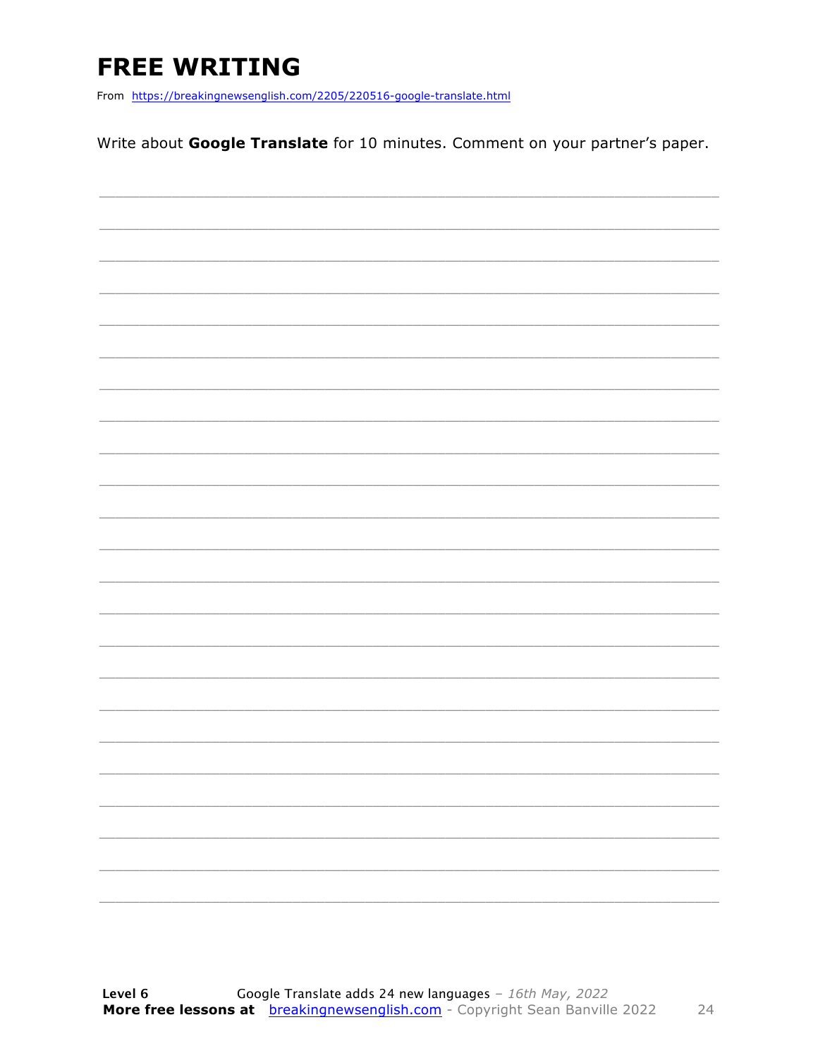# FREE WRITING

From https://breakingnewsenglish.com/2205/220516-google-translate.html

Write about **Google Translate** for 10 minutes. Comment on your partner's paper.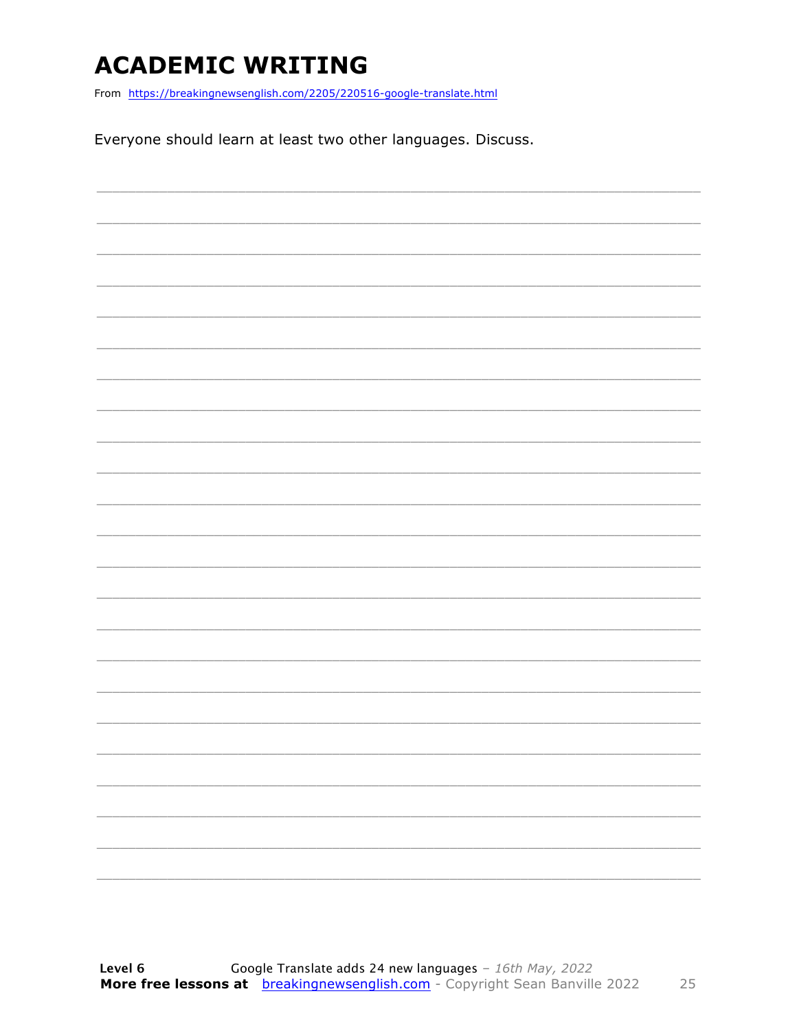# ACADEMIC WRITING

From https://breakingnewsenglish.com/2205/220516-google-translate.html

Everyone should learn at least two other languages. Discuss.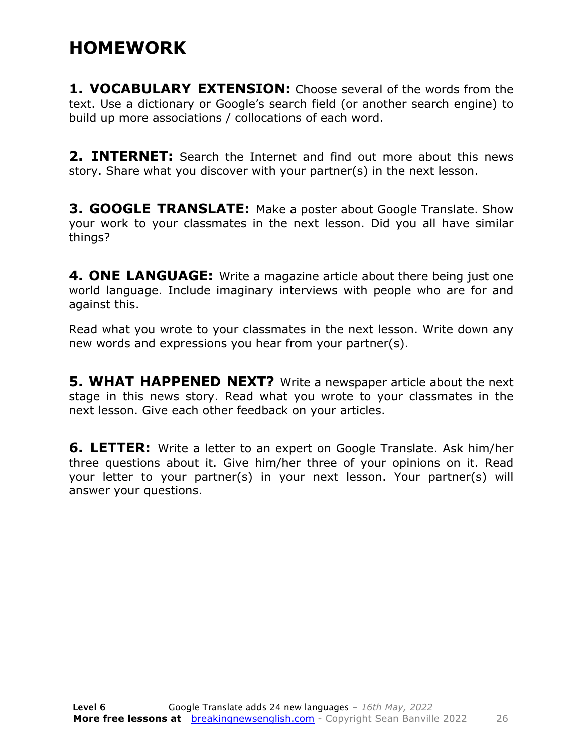# HOMEWORK

**1. VOCABULARY EXTENSION:** Choose several of the words from the text. Use a dictionary or Google's search field (or another search engine) to build up more associations / collocations of each word.

**2. INTERNET:** Search the Internet and find out more about this news story. Share what you discover with your partner(s) in the next lesson.

**3. GOOGLE TRANSLATE:** Make a poster about Google Translate. Show your work to your classmates in the next lesson. Did you all have similar things?

**4. ONE LANGUAGE:** Write a magazine article about there being just one world language. Include imaginary interviews with people who are for and against this.

Read what you wrote to your classmates in the next lesson. Write down any new words and expressions you hear from your partner(s).

**5. WHAT HAPPENED NEXT?** Write a newspaper article about the next stage in this news story. Read what you wrote to your classmates in the next lesson. Give each other feedback on your articles.

**6. LETTER:** Write a letter to an expert on Google Translate. Ask him/her three questions about it. Give him/her three of your opinions on it. Read your letter to your partner(s) in your next lesson. Your partner(s) will answer your questions.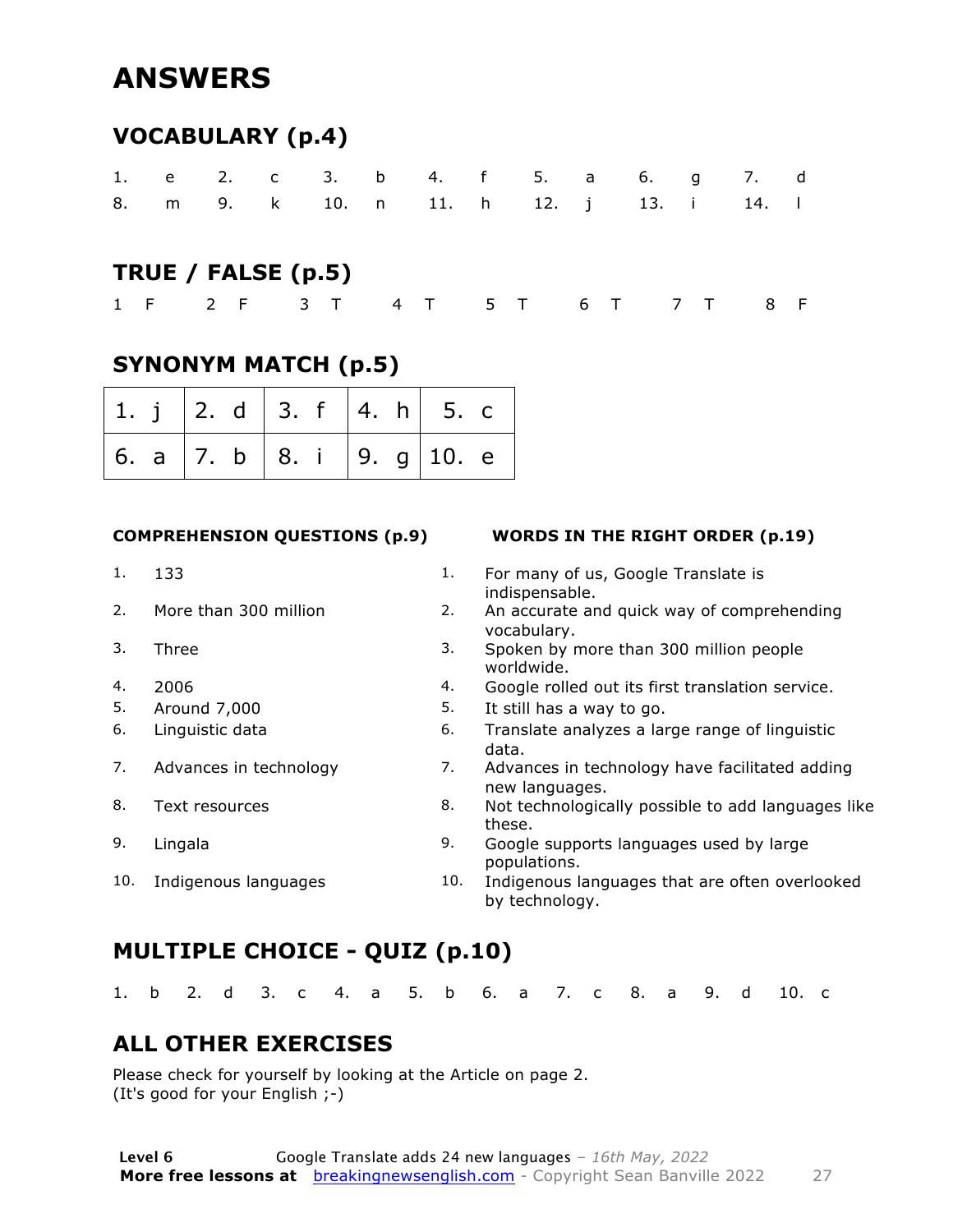# ANSWERS

## VOCABULARY (p.4)

| | | | | | | | | | | | | | |
|---|---|---|---|---|---|---|---|---|---|---|---|---|---|
| 1. | e | 2. | c | 3. | b | 4. | f | 5. | a | 6. | g | 7. | d |
| 8. | m | 9. | k | 10. | n | 11. | h | 12. | j | 13. | i | 14. | l |

## TRUE / FALSE (p.5)

| | | | | | | | | | | | | | | | |
|---|---|---|---|---|---|---|---|---|---|---|---|---|---|---|---|
| 1 | F | 2 | F | 3 | T | 4 | T | 5 | T | 6 | T | 7 | T | 8 | F |

## SYNONYM MATCH (p.5)

| | | | | |
|---|---|---|---|---|
| 1. j | 2. d | 3. f | 4. h | 5. c |
| 6. a | 7. b | 8. i | 9. g | 10. e |

### COMPREHENSION QUESTIONS (p.9)

1. 133
2. More than 300 million
3. Three
4. 2006
5. Around 7,000
6. Linguistic data
7. Advances in technology
8. Text resources
9. Lingala
10. Indigenous languages

### WORDS IN THE RIGHT ORDER (p.19)

1. For many of us, Google Translate is indispensable.
2. An accurate and quick way of comprehending vocabulary.
3. Spoken by more than 300 million people worldwide.
4. Google rolled out its first translation service.
5. It still has a way to go.
6. Translate analyzes a large range of linguistic data.
7. Advances in technology have facilitated adding new languages.
8. Not technologically possible to add languages like these.
9. Google supports languages used by large populations.
10. Indigenous languages that are often overlooked by technology.

## MULTIPLE CHOICE - QUIZ (p.10)

| | | | | | | | | | | | | | | | | | | | |
|---|---|---|---|---|---|---|---|---|---|---|---|---|---|---|---|---|---|---|---|
| 1. | b | 2. | d | 3. | c | 4. | a | 5. | b | 6. | a | 7. | c | 8. | a | 9. | d | 10. | c |

## ALL OTHER EXERCISES

Please check for yourself by looking at the Article on page 2.
(It's good for your English ;-)